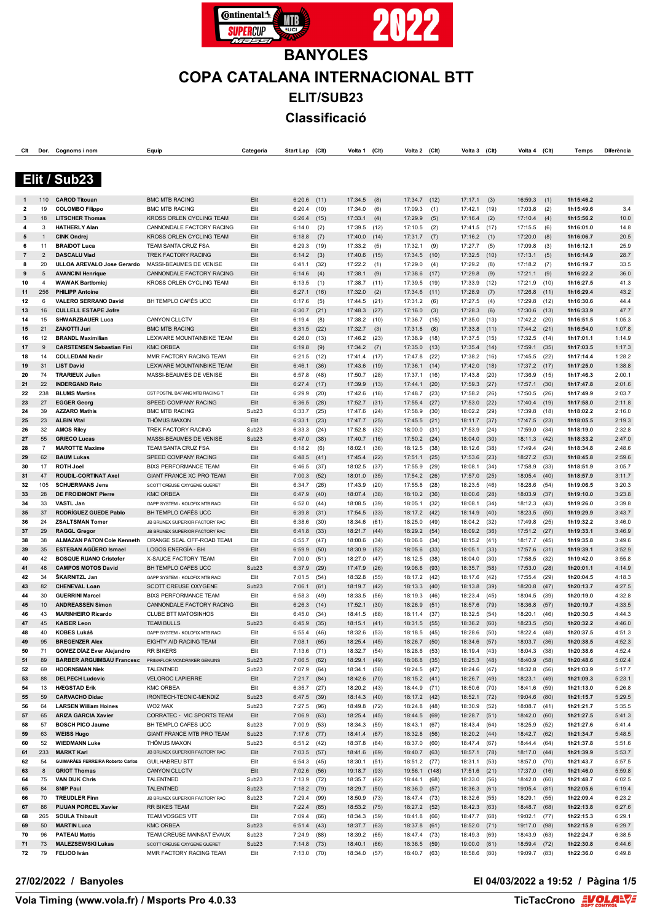# BANYOLES

# COPA CATALANA INTERNACIONAL BTT

## ELIT/SUB23

## Classificació

### Elit / Sub23

| Clt | Dor. | Cognoms i nom | Equip | Categoria | Start Lap | (Clt) | Volta 1 | (Clt) | Volta 2 | (Clt) | Volta 3 | (Clt) | Volta 4 | (Clt) | Temps | Diferència |
|---|---|---|---|---|---|---|---|---|---|---|---|---|---|---|---|---|
| 1 | 110 | **CAROD Titouan** | BMC MTB RACING | Elit | 6:20.6 | (11) | 17:34.5 | (8) | 17:34.7 | (12) | 17:17.1 | (3) | 16:59.3 | (1) | **1h15:46.2** | |
| 2 | 19 | **COLOMBO Filippo** | BMC MTB RACING | Elit | 6:20.4 | (10) | 17:34.0 | (6) | 17:09.3 | (1) | 17:42.1 | (19) | 17:03.8 | (2) | **1h15:49.6** | 3.4 |
| 3 | 18 | **LITSCHER Thomas** | KROSS ORLEN CYCLING TEAM | Elit | 6:26.4 | (15) | 17:33.1 | (4) | 17:29.9 | (5) | 17:16.4 | (2) | 17:10.4 | (4) | **1h15:56.2** | 10.0 |
| 4 | 3 | **HATHERLY Alan** | CANNONDALE FACTORY RACING | Elit | 6:14.0 | (2) | 17:39.5 | (12) | 17:10.5 | (2) | 17:41.5 | (17) | 17:15.5 | (6) | **1h16:01.0** | 14.8 |
| 5 | 1 | **CINK Ondrej** | KROSS ORLEN CYCLING TEAM | Elit | 6:18.8 | (7) | 17:40.0 | (14) | 17:31.7 | (7) | 17:16.2 | (1) | 17:20.0 | (8) | **1h16:06.7** | 20.5 |
| 6 | 11 | **BRAIDOT Luca** | TEAM SANTA CRUZ FSA | Elit | 6:29.3 | (19) | 17:33.2 | (5) | 17:32.1 | (9) | 17:27.7 | (5) | 17:09.8 | (3) | **1h16:12.1** | 25.9 |
| 7 | 2 | **DASCALU Vlad** | TREK FACTORY RACING | Elit | 6:14.2 | (3) | 17:40.6 | (15) | 17:34.5 | (10) | 17:32.5 | (10) | 17:13.1 | (5) | **1h16:14.9** | 28.7 |
| 8 | 20 | **ULLOA AREVALO Jose Gerardo** | MASSI-BEAUMES DE VENISE | Elit | 6:41.1 | (32) | 17:22.2 | (1) | 17:29.0 | (4) | 17:29.2 | (8) | 17:18.2 | (7) | **1h16:19.7** | 33.5 |
| 9 | 5 | **AVANCINI Henrique** | CANNONDALE FACTORY RACING | Elit | 6:14.6 | (4) | 17:38.1 | (9) | 17:38.6 | (17) | 17:29.8 | (9) | 17:21.1 | (9) | **1h16:22.2** | 36.0 |
| 10 | 4 | **WAWAK Bartlomiej** | KROSS ORLEN CYCLING TEAM | Elit | 6:13.5 | (1) | 17:38.7 | (11) | 17:39.5 | (19) | 17:33.9 | (12) | 17:21.9 | (10) | **1h16:27.5** | 41.3 |
| 11 | 256 | **PHILIPP Antoine** | | Elit | 6:27.1 | (16) | 17:32.0 | (2) | 17:34.6 | (11) | 17:28.9 | (7) | 17:26.8 | (11) | **1h16:29.4** | 43.2 |
| 12 | 6 | **VALERO SERRANO David** | BH TEMPLO CAFÉS UCC | Elit | 6:17.6 | (5) | 17:44.5 | (21) | 17:31.2 | (6) | 17:27.5 | (4) | 17:29.8 | (12) | **1h16:30.6** | 44.4 |
| 13 | 16 | **CULLELL ESTAPE Jofre** | | Elit | 6:30.7 | (21) | 17:48.3 | (27) | 17:16.0 | (3) | 17:28.3 | (6) | 17:30.6 | (13) | **1h16:33.9** | 47.7 |
| 14 | 15 | **SHWARZBAUER Luca** | CANYON CLLCTV | Elit | 6:19.4 | (8) | 17:38.2 | (10) | 17:36.7 | (15) | 17:35.0 | (13) | 17:42.2 | (20) | **1h16:51.5** | 1:05.3 |
| 15 | 21 | **ZANOTTI Juri** | BMC MTB RACING | Elit | 6:31.5 | (22) | 17:32.7 | (3) | 17:31.8 | (8) | 17:33.8 | (11) | 17:44.2 | (21) | **1h16:54.0** | 1:07.8 |
| 16 | 12 | **BRANDL Maximilian** | LEXWARE MOUNTAINBIKE TEAM | Elit | 6:26.0 | (13) | 17:46.2 | (23) | 17:38.9 | (18) | 17:37.5 | (15) | 17:32.5 | (14) | **1h17:01.1** | 1:14.9 |
| 17 | 9 | **CARSTENSEN Sebastian Fini** | KMC ORBEA | Elit | 6:19.8 | (9) | 17:34.2 | (7) | 17:35.0 | (13) | 17:35.4 | (14) | 17:59.1 | (35) | **1h17:03.5** | 1:17.3 |
| 18 | 14 | **COLLEDANI Nadir** | MMR FACTORY RACING TEAM | Elit | 6:21.5 | (12) | 17:41.4 | (17) | 17:47.8 | (22) | 17:38.2 | (16) | 17:45.5 | (22) | **1h17:14.4** | 1:28.2 |
| 19 | 31 | **LIST David** | LEXWARE MOUNTAINBIKE TEAM | Elit | 6:46.1 | (36) | 17:43.6 | (19) | 17:36.1 | (14) | 17:42.0 | (18) | 17:37.2 | (17) | **1h17:25.0** | 1:38.8 |
| 20 | 74 | **TRARIEUX Julien** | MASSI-BEAUMES DE VENISE | Elit | 6:57.8 | (48) | 17:50.7 | (28) | 17:37.1 | (16) | 17:43.8 | (20) | 17:36.9 | (15) | **1h17:46.3** | 2:00.1 |
| 21 | 22 | **INDERGAND Reto** | | Elit | 6:27.4 | (17) | 17:39.9 | (13) | 17:44.1 | (20) | 17:59.3 | (27) | 17:57.1 | (30) | **1h17:47.8** | 2:01.6 |
| 22 | 238 | **BLUMS Martins** | CST POSTNL BAFANG MTB RACING T | Elit | 6:29.9 | (20) | 17:42.6 | (18) | 17:48.7 | (23) | 17:58.2 | (26) | 17:50.5 | (26) | **1h17:49.9** | 2:03.7 |
| 23 | 27 | **EGGER Georg** | SPEED COMPANY RACING | Elit | 6:36.5 | (28) | 17:52.7 | (31) | 17:55.4 | (27) | 17:53.0 | (22) | 17:40.4 | (19) | **1h17:58.0** | 2:11.8 |
| 24 | 39 | **AZZARO Mathis** | BMC MTB RACING | Sub23 | 6:33.7 | (25) | 17:47.6 | (24) | 17:58.9 | (30) | 18:02.2 | (29) | 17:39.8 | (18) | **1h18:02.2** | 2:16.0 |
| 25 | 23 | **ALBIN Vital** | THÖMUS MAXON | Elit | 6:33.1 | (23) | 17:47.7 | (25) | 17:45.5 | (21) | 18:11.7 | (37) | 17:47.5 | (23) | **1h18:05.5** | 2:19.3 |
| 26 | 32 | **AMOS Riley** | TREK FACTORY RACING | Sub23 | 6:33.3 | (24) | 17:52.8 | (32) | 18:00.0 | (31) | 17:53.9 | (24) | 17:59.0 | (34) | **1h18:19.0** | 2:32.8 |
| 27 | 55 | **GRIECO Lucas** | MASSI-BEAUMES DE VENISE | Sub23 | 6:47.0 | (38) | 17:40.7 | (16) | 17:50.2 | (24) | 18:04.0 | (30) | 18:11.3 | (42) | **1h18:33.2** | 2:47.0 |
| 28 | 7 | **MAROTTE Maxime** | TEAM SANTA CRUZ FSA | Elit | 6:18.2 | (6) | 18:02.1 | (36) | 18:12.5 | (38) | 18:12.6 | (38) | 17:49.4 | (24) | **1h18:34.8** | 2:48.6 |
| 29 | 62 | **BAUM Lukas** | SPEED COMPANY RACING | Elit | 6:48.5 | (41) | 17:45.4 | (22) | 17:51.1 | (25) | 17:53.6 | (23) | 18:27.2 | (53) | **1h18:45.8** | 2:59.6 |
| 30 | 17 | **ROTH Joel** | BIXS PERFORMANCE TEAM | Elit | 6:46.5 | (37) | 18:02.5 | (37) | 17:55.9 | (29) | 18:08.1 | (34) | 17:58.9 | (33) | **1h18:51.9** | 3:05.7 |
| 31 | 47 | **ROUDIL-CORTINAT Axel** | GIANT FRANCE XC PRO TEAM | Elit | 7:00.3 | (52) | 18:01.0 | (35) | 17:54.2 | (26) | 17:57.0 | (25) | 18:05.4 | (40) | **1h18:57.9** | 3:11.7 |
| 32 | 105 | **SCHUERMANS Jens** | SCOTT CREUSE OXYGENE GUERET | Elit | 6:34.7 | (26) | 17:49.3 | (20) | 17:55.8 | (28) | 18:23.5 | (46) | 18:28.6 | (54) | **1h19:06.5** | 3:20.3 |
| 33 | 28 | **DE FROIDMONT Pierre** | KMC ORBEA | Elit | 6:47.9 | (40) | 18:07.4 | (38) | 18:10.2 | (36) | 18:00.6 | (28) | 18:03.9 | (37) | **1h19:10.0** | 3:23.8 |
| 34 | 33 | **VASTL Jan** | GAPP SYSTEM - KOLOFIX MTB RACI | Elit | 6:52.0 | (44) | 18:08.5 | (39) | 18:05.1 | (32) | 18:08.1 | (34) | 18:12.3 | (43) | **1h19:26.0** | 3:39.8 |
| 35 | 37 | **RODRÍGUEZ GUEDE Pablo** | BH TEMPLO CAFÉS UCC | Elit | 6:39.8 | (31) | 17:54.5 | (33) | 18:17.2 | (42) | 18:14.9 | (40) | 18:23.5 | (50) | **1h19:29.9** | 3:43.7 |
| 36 | 24 | **ZSALTSMAN Tomer** | JB BRUNEX SUPERIOR FACTORY RAC | Elit | 6:38.6 | (30) | 18:34.6 | (61) | 18:25.0 | (49) | 18:04.2 | (32) | 17:49.8 | (25) | **1h19:32.2** | 3:46.0 |
| 37 | 29 | **RAGGL Gregor** | JB BRUNEX SUPERIOR FACTORY RAC | Elit | 6:41.8 | (33) | 18:21.7 | (44) | 18:29.2 | (54) | 18:09.2 | (36) | 17:51.2 | (27) | **1h19:33.1** | 3:46.9 |
| 38 | 38 | **ALMAZAN PATON Cole Kenneth** | ORANGE SEAL OFF-ROAD TEAM | Elit | 6:55.7 | (47) | 18:00.6 | (34) | 18:06.6 | (34) | 18:15.2 | (41) | 18:17.7 | (45) | **1h19:35.8** | 3:49.6 |
| 39 | 35 | **ESTEBAN AGÜERO Ismael** | LOGOS ENERGÍA - BH | Elit | 6:59.9 | (50) | 18:30.9 | (52) | 18:05.6 | (33) | 18:05.1 | (33) | 17:57.6 | (31) | **1h19:39.1** | 3:52.9 |
| 40 | 42 | **BOSQUE RUANO Cristofer** | X-SAUCE FACTORY TEAM | Elit | 7:00.0 | (51) | 18:27.0 | (47) | 18:12.5 | (38) | 18:04.0 | (30) | 17:58.5 | (32) | **1h19:42.0** | 3:55.8 |
| 41 | 48 | **CAMPOS MOTOS David** | BH TEMPLO CAFES UCC | Sub23 | 6:37.9 | (29) | 17:47.9 | (26) | 19:06.6 | (93) | 18:35.7 | (58) | 17:53.0 | (28) | **1h20:01.1** | 4:14.9 |
| 42 | 34 | **ŠKARNITZL Jan** | GAPP SYSTEM - KOLOFIX MTB RACI | Elit | 7:01.5 | (54) | 18:32.8 | (55) | 18:17.2 | (42) | 18:17.6 | (42) | 17:55.4 | (29) | **1h20:04.5** | 4:18.3 |
| 43 | 82 | **CHENEVAL Loan** | SCOTT CREUSE OXYGENE | Sub23 | 7:06.1 | (61) | 18:19.7 | (42) | 18:13.3 | (40) | 18:13.8 | (39) | 18:20.8 | (47) | **1h20:13.7** | 4:27.5 |
| 44 | 30 | **GUERRINI Marcel** | BIXS PERFORMANCE TEAM | Elit | 6:58.3 | (49) | 18:33.5 | (56) | 18:19.3 | (46) | 18:23.4 | (45) | 18:04.5 | (39) | **1h20:19.0** | 4:32.8 |
| 45 | 10 | **ANDREASSEN Simon** | CANNONDALE FACTORY RACING | Elit | 6:26.3 | (14) | 17:52.1 | (30) | 18:26.9 | (51) | 18:57.6 | (79) | 18:36.8 | (57) | **1h20:19.7** | 4:33.5 |
| 46 | 43 | **MARINHEIRO Ricardo** | CLUBE BTT MATOSINHOS | Elit | 6:45.0 | (34) | 18:41.5 | (68) | 18:11.4 | (37) | 18:32.5 | (54) | 18:20.1 | (46) | **1h20:30.5** | 4:44.3 |
| 47 | 45 | **KAISER Leon** | TEAM BULLS | Sub23 | 6:45.9 | (35) | 18:15.1 | (41) | 18:31.5 | (55) | 18:36.2 | (60) | 18:23.5 | (50) | **1h20:32.2** | 4:46.0 |
| 48 | 40 | **KOBES Lukáš** | GAPP SYSTEM - KOLOFIX MTB RACI | Elit | 6:55.4 | (46) | 18:32.6 | (53) | 18:18.5 | (45) | 18:28.6 | (50) | 18:22.4 | (48) | **1h20:37.5** | 4:51.3 |
| 49 | 95 | **BREGENZER Alex** | EIGHTY AID RACING TEAM | Elit | 7:08.1 | (65) | 18:25.4 | (45) | 18:26.7 | (50) | 18:34.6 | (57) | 18:03.7 | (36) | **1h20:38.5** | 4:52.3 |
| 50 | 71 | **GOMEZ DÍAZ Ever Alejandro** | RR BIKERS | Elit | 7:13.6 | (71) | 18:32.7 | (54) | 18:28.6 | (53) | 18:19.4 | (43) | 18:04.3 | (38) | **1h20:38.6** | 4:52.4 |
| 51 | 89 | **BARBER ARGUIMBAU Francesc** | PRIMAFLOR MONDRAKER GENUINS | Sub23 | 7:06.5 | (62) | 18:29.1 | (49) | 18:06.8 | (35) | 18:25.3 | (48) | 18:40.9 | (58) | **1h20:48.6** | 5:02.4 |
| 52 | 69 | **HOORNSMAN Niek** | TALENTNED | Sub23 | 7:07.9 | (64) | 18:34.1 | (58) | 18:24.5 | (47) | 18:24.6 | (47) | 18:32.8 | (56) | **1h21:03.9** | 5:17.7 |
| 53 | 88 | **DELPECH Ludovic** | VELOROC LAPIERRE | Elit | 7:21.7 | (84) | 18:42.6 | (70) | 18:15.2 | (41) | 18:26.7 | (49) | 18:23.1 | (49) | **1h21:09.3** | 5:23.1 |
| 54 | 13 | **HÆGSTAD Erik** | KMC ORBEA | Elit | 6:35.7 | (27) | 18:20.2 | (43) | 18:44.9 | (71) | 18:50.6 | (70) | 18:41.6 | (59) | **1h21:13.0** | 5:26.8 |
| 55 | 59 | **CARVACHO Didac** | IRONTECH-TECNIC-MENDIZ | Sub23 | 6:47.5 | (39) | 18:14.3 | (40) | 18:17.2 | (42) | 18:52.1 | (72) | 19:04.6 | (80) | **1h21:15.7** | 5:29.5 |
| 56 | 64 | **LARSEN William Hoines** | WO2 MAX | Sub23 | 7:27.5 | (96) | 18:49.8 | (72) | 18:24.8 | (48) | 18:30.9 | (52) | 18:08.7 | (41) | **1h21:21.7** | 5:35.5 |
| 57 | 65 | **ARIZA GARCIA Xavier** | CORRATEC - VIC SPORTS TEAM | Elit | 7:06.9 | (63) | 18:25.4 | (45) | 18:44.5 | (69) | 18:28.7 | (51) | 18:42.0 | (60) | **1h21:27.5** | 5:41.3 |
| 58 | 57 | **BOSCH PICO Jaume** | BH TEMPLO CAFES UCC | Sub23 | 7:00.9 | (53) | 18:34.3 | (59) | 18:43.1 | (67) | 18:43.4 | (64) | 18:25.9 | (52) | **1h21:27.6** | 5:41.4 |
| 59 | 63 | **WEISS Hugo** | GIANT FRANCE MTB PRO TEAM | Sub23 | 7:17.6 | (77) | 18:41.4 | (67) | 18:32.8 | (56) | 18:20.2 | (44) | 18:42.7 | (62) | **1h21:34.7** | 5:48.5 |
| 60 | 52 | **WIEDMANN Luke** | THÖMUS MAXON | Sub23 | 6:51.2 | (42) | 18:37.8 | (64) | 18:37.0 | (60) | 18:47.4 | (67) | 18:44.4 | (64) | **1h21:37.8** | 5:51.6 |
| 61 | 233 | **MARKT Karl** | JB BRUNEX SUPERIOR FACTORY RAC | Elit | 7:03.5 | (57) | 18:41.6 | (69) | 18:40.7 | (63) | 18:57.1 | (78) | 18:17.0 | (44) | **1h21:39.9** | 5:53.7 |
| 62 | 54 | **GUIMARÃES FERREIRA Roberto Carlos** | GUILHABREU BTT | Elit | 6:54.3 | (45) | 18:30.1 | (51) | 18:51.2 | (77) | 18:31.1 | (53) | 18:57.0 | (70) | **1h21:43.7** | 5:57.5 |
| 63 | 8 | **GRIOT Thomas** | CANYON CLLCTV | Elit | 7:02.6 | (56) | 19:18.7 | (93) | 19:56.1 | (148) | 17:51.6 | (21) | 17:37.0 | (16) | **1h21:46.0** | 5:59.8 |
| 64 | 75 | **VAN DIJK Chris** | TALENTNED | Sub23 | 7:13.9 | (72) | 18:35.7 | (62) | 18:44.1 | (68) | 18:33.0 | (56) | 18:42.0 | (60) | **1h21:48.7** | 6:02.5 |
| 65 | 84 | **SNIP Paul** | TALENTNED | Sub23 | 7:18.2 | (79) | 18:29.7 | (50) | 18:36.0 | (57) | 18:36.3 | (61) | 19:05.4 | (81) | **1h22:05.6** | 6:19.4 |
| 66 | 70 | **TREUDLER Finn** | JB BRUNEX SUPERIOR FACTORY RAC | Sub23 | 7:29.4 | (99) | 18:50.9 | (73) | 18:47.4 | (73) | 18:32.6 | (55) | 18:29.1 | (55) | **1h22:09.4** | 6:23.2 |
| 67 | 86 | **PIJUAN PORCEL Xavier** | RR BIKES TEAM | Elit | 7:22.4 | (85) | 18:53.2 | (75) | 18:27.2 | (52) | 18:42.3 | (63) | 18:48.7 | (68) | **1h22:13.8** | 6:27.6 |
| 68 | 265 | **SOULA Thibault** | TEAM VOSGES VTT | Elit | 7:09.4 | (66) | 18:34.3 | (59) | 18:41.8 | (66) | 18:47.7 | (68) | 19:02.1 | (77) | **1h22:15.3** | 6:29.1 |
| 69 | 50 | **MARTIN Luca** | KMC ORBEA | Sub23 | 6:51.4 | (43) | 18:37.7 | (63) | 18:37.8 | (61) | 18:52.0 | (71) | 19:17.0 | (98) | **1h22:15.9** | 6:29.7 |
| 70 | 96 | **PATEAU Mattis** | TEAM CREUSE MAINSAT EVAUX | Sub23 | 7:24.9 | (88) | 18:39.2 | (65) | 18:47.4 | (73) | 18:49.3 | (69) | 18:43.9 | (63) | **1h22:24.7** | 6:38.5 |
| 71 | 73 | **MALEZSEWSKI Lukas** | SCOTT CREUSE OXYGENE GUERET | Sub23 | 7:14.8 | (73) | 18:40.1 | (66) | 18:36.5 | (59) | 19:00.0 | (81) | 18:59.4 | (72) | **1h22:30.8** | 6:44.6 |
| 72 | 79 | **FEIJOO Iván** | MMR FACTORY RACING TEAM | Elit | 7:13.0 | (70) | 18:34.0 | (57) | 18:40.7 | (63) | 18:58.6 | (80) | 19:09.7 | (83) | **1h22:36.0** | 6:49.8 |

**27/02/2022 / Banyoles**

**El 04/03/2022 a 19:52**

**Vola Timing (www.vola.fr) / Msports Pro 4.0.33**

**TicTacCrono**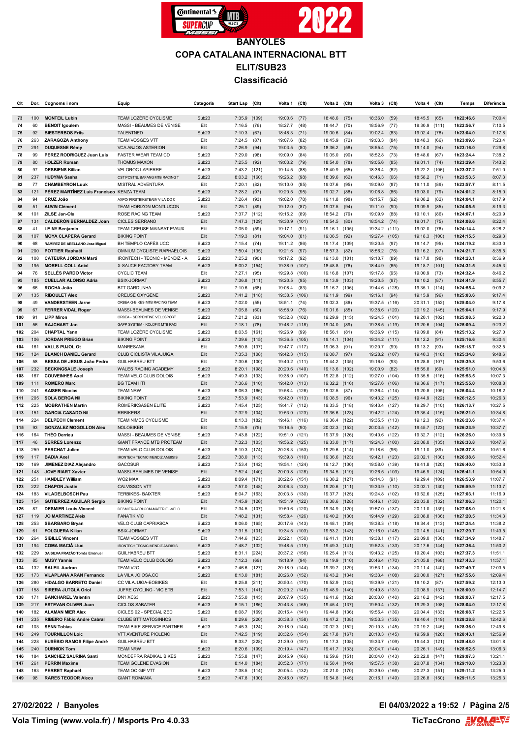# BANYOLES

## COPA CATALANA INTERNACIONAL BTT

## ELIT/SUB23

## Classificació

| Clt | Dor. | Cognoms i nom | Equip | Categoria | Start Lap | (Clt) | Volta 1 | (Clt) | Volta 2 | (Clt) | Volta 3 | (Clt) | Volta 4 | (Clt) | Temps | Diferència |
|---|---|---|---|---|---|---|---|---|---|---|---|---|---|---|---|---|
| 73 | 100 | **MONTEIL Lubin** | TEAM LOZÈRE CYCLISME | Sub23 | 7:35.9 | (109) | 19:00.6 | (77) | 18:48.6 | (75) | 18:36.0 | (59) | 18:45.5 | (65) | **1h22:46.6** | 7:00.4 |
| 74 | 60 | **BENOIT Igoulem** | MASSI - BEAUMES DE VENISE | Elit | 7:16.5 | (76) | 18:27.7 | (48) | 18:44.7 | (70) | 18:56.9 | (77) | 19:30.9 | (111) | **1h22:56.7** | 7:10.5 |
| 75 | 92 | **BIESTERBOS Frits** | TALENTNED | Sub23 | 7:10.3 | (67) | 18:48.3 | (71) | 19:00.6 | (84) | 19:02.4 | (83) | 19:02.4 | (78) | **1h23:04.0** | 7:17.8 |
| 76 | 263 | **ZARAGOZA Anthony** | TEAM VOSGES VTT | Elit | 7:24.5 | (87) | 19:07.6 | (82) | 18:45.9 | (72) | 19:03.3 | (84) | 18:48.3 | (66) | **1h23:09.6** | 7:23.4 |
| 77 | 291 | **DUQUESNE Rémy** | VCA ANJOS ASTERION | Elit | 7:26.9 | (94) | 19:03.5 | (80) | 18:36.2 | (58) | 18:55.4 | (75) | 19:14.0 | (94) | **1h23:16.0** | 7:29.8 |
| 78 | 99 | **PEREZ RODRIGUEZ Juan Luis** | FASTER WEAR TEAM CD | Sub23 | 7:29.0 | (98) | 19:09.0 | (84) | 19:05.0 | (90) | 18:52.8 | (73) | 18:48.6 | (67) | **1h23:24.4** | 7:38.2 |
| 79 | 80 | **HOLZER Roman** | THÖMUS MAXON | Sub23 | 7:25.5 | (92) | 19:03.2 | (79) | 18:54.0 | (78) | 19:05.6 | (85) | 19:01.1 | (74) | **1h23:29.4** | 7:43.2 |
| 80 | 97 | **DESBIENS Killian** | VELOROC LAPIERRE | Sub23 | 7:43.2 | (121) | 19:14.5 | (88) | 18:40.9 | (65) | 18:36.4 | (62) | 19:22.2 | (106) | **1h23:37.2** | 7:51.0 |
| 81 | 237 | **HUDYMA Sasha** | CST POSTNL BAFANG MTB RACING T | Sub23 | 8:03.2 | (160) | 19:26.2 | (98) | 18:39.6 | (62) | 18:46.3 | (66) | 18:58.2 | (71) | **1h23:53.5** | 8:07.3 |
| 82 | 77 | **CHAMBEYRON Luuk** | MISTRAL ADVENTURA | Elit | 7:20.1 | (82) | 19:10.0 | (85) | 19:07.6 | (95) | 19:09.0 | (87) | 19:11.0 | (89) | **1h23:57.7** | 8:11.5 |
| 83 | 121 | **PÉREZ MARTÍNEZ Luis Francisco** | KENZA TEAM | Sub23 | 7:28.2 | (97) | 19:20.5 | (95) | 19:02.7 | (88) | 19:06.8 | (86) | 19:03.0 | (79) | **1h24:01.2** | 8:15.0 |
| 84 | 94 | **CRUZ João** | AXPO/ FIRSTBIKETEAM/ VILA DO C | Sub23 | 7:26.4 | (93) | 19:02.0 | (78) | 19:11.8 | (98) | 19:15.7 | (92) | 19:08.2 | (82) | **1h24:04.1** | 8:17.9 |
| 85 | 51 | **AUVIN Clément** | TEAM HORIZON MONTLUCON | Elit | 7:25.1 | (89) | 19:12.0 | (87) | 19:07.5 | (94) | 19:11.0 | (90) | 19:09.9 | (85) | **1h24:05.5** | 8:19.3 |
| 86 | 101 | **ZILSE Jan-Ole** | ROSE RACING TEAM | Sub23 | 7:37.7 | (112) | 19:15.2 | (89) | 18:54.2 | (79) | 19:09.9 | (88) | 19:10.1 | (86) | **1h24:07.1** | 8:20.9 |
| 87 | 131 | **CALDERÓN BERNALDEZ Joan** | CICLES SERRANO | Elit | 7:47.3 | (129) | 19:30.9 | (101) | 18:54.5 | (80) | 18:54.2 | (74) | 19:01.7 | (75) | **1h24:08.6** | 8:22.4 |
| 88 | 41 | **LE NY Benjamin** | TEAM CREUSE MAINSAT EVAUX | Elit | 7:05.0 | (59) | 19:17.1 | (91) | 19:16.1 | (105) | 19:34.2 | (111) | 19:02.0 | (76) | **1h24:14.4** | 8:28.2 |
| 89 | 107 | **MOYA CLAPERA Gerard** | BIKING POINT | Elit | 7:19.3 | (81) | 19:04.0 | (81) | 19:06.5 | (92) | 19:27.4 | (105) | 19:18.3 | (100) | **1h24:15.5** | 8:29.3 |
| 90 | 68 | **RAMÍREZ DE ARELLANO Jose Miguel** | BH TEMPLO CAFÉS UCC | Sub23 | 7:15.4 | (74) | 19:11.2 | (86) | 19:17.4 | (109) | 19:20.5 | (97) | 19:14.7 | (95) | **1h24:19.2** | 8:33.0 |
| 91 | 200 | **POTTIER Raphaël** | OMNIUM CYCLISTE RAPHAËLOIS | Sub23 | 7:50.4 | (135) | 19:21.6 | (97) | 18:57.3 | (82) | 18:56.2 | (76) | 19:16.2 | (97) | **1h24:21.7** | 8:35.5 |
| 92 | 108 | **CATEURA JORDAN Martí** | IRONTECH - TECNIC - MENDIZ - A | Sub23 | 7:25.2 | (90) | 19:17.2 | (92) | 19:13.0 | (101) | 19:10.7 | (89) | 19:17.0 | (98) | **1h24:23.1** | 8:36.9 |
| 93 | 195 | **MORELL COLL Aniol** | X-SAUCE FACTORY TEAM | Sub23 | 8:00.2 | (154) | 19:38.9 | (107) | 18:48.8 | (76) | 18:44.9 | (65) | 19:18.7 | (101) | **1h24:31.5** | 8:45.3 |
| 94 | 76 | **SELLÉS PARDO Victor** | CYCLIC TEAM | Elit | 7:27.1 | (95) | 19:29.8 | (100) | 19:16.8 | (107) | 19:17.8 | (95) | 19:00.9 | (73) | **1h24:32.4** | 8:46.2 |
| 95 | 185 | **CUELLAR ALONSO Adria** | BSIX-JORMAT | Sub23 | 7:36.8 | (111) | 19:20.5 | (95) | 19:13.9 | (103) | 19:20.5 | (97) | 19:10.2 | (87) | **1h24:41.9** | 8:55.7 |
| 96 | 66 | **ROCHA João** | BTT GARDUNHA | Elit | 7:10.6 | (68) | 19:08.4 | (83) | 19:16.7 | (106) | 19:44.6 | (128) | 19:35.1 | (114) | **1h24:55.4** | 9:09.2 |
| 97 | 135 | **RIBOULET Alex** | CREUSE OXYGENE | Sub23 | 7:41.2 | (118) | 19:38.5 | (106) | 19:11.9 | (99) | 19:16.1 | (94) | 19:15.9 | (96) | **1h25:03.6** | 9:17.4 |
| 98 | 49 | **VANDERSTEEN Jarne** | ORBEA G-BIKES MTB RACING TEAM | Sub23 | 7:02.0 | (55) | 18:51.1 | (74) | 19:02.3 | (86) | 19:37.5 | (116) | 20:31.1 | (152) | **1h25:04.0** | 9:17.8 |
| 99 | 67 | **FERRER VIDAL Roger** | MASSI-BEAUMES DE VENISE | Sub23 | 7:05.8 | (60) | 18:58.9 | (76) | 19:01.6 | (85) | 19:38.6 | (120) | 20:19.2 | (145) | **1h25:04.1** | 9:17.9 |
| 100 | 91 | **LIPP Miron** | ORBEA - SERPENTINE VELOSPORT | Sub23 | 7:21.2 | (83) | 19:32.8 | (102) | 19:29.9 | (115) | 19:24.5 | (101) | 19:20.1 | (102) | **1h25:08.5** | 9:22.3 |
| 101 | 56 | **RAPHART Jan** | GAPP SYSTEM - KOLOFIX MTB RACI | Elit | 7:18.1 | (78) | 19:48.2 | (118) | 19:04.0 | (89) | 19:38.5 | (119) | 19:20.6 | (104) | **1h25:09.4** | 9:23.2 |
| 102 | 204 | **CHAPTAL Yann** | TEAM LOZÈRE CYCLISME | Sub23 | 8:03.5 | (161) | 19:26.9 | (99) | 18:56.1 | (81) | 19:36.9 | (115) | 19:09.8 | (84) | **1h25:13.2** | 9:27.0 |
| 103 | 106 | **JORDAN PRIEGO Brian** | BIKING POINT | Sub23 | 7:39.6 | (115) | 19:36.5 | (105) | 19:14.1 | (104) | 19:34.2 | (111) | 19:12.2 | (91) | **1h25:16.6** | 9:30.4 |
| 104 | 161 | **VALLS PUJOL Ot** | MANRESANA | Elit | 7:50.8 | (137) | 19:47.7 | (117) | 19:06.3 | (91) | 19:20.7 | (99) | 19:13.2 | (93) | **1h25:18.7** | 9:32.5 |
| 105 | 124 | **BLANCH DANIEL Gerard** | CLUB CICLISTA VILAJUIGA | Elit | 7:35.3 | (108) | 19:42.3 | (115) | 19:08.7 | (97) | 19:28.2 | (107) | 19:40.3 | (118) | **1h25:34.8** | 9:48.6 |
| 106 | 58 | **BESSA DE JESUS João Pedro** | GUILHABREU BTT | Elit | 7:30.6 | (100) | 19:40.2 | (111) | 19:44.2 | (135) | 19:16.0 | (93) | 19:28.8 | (107) | **1h25:39.8** | 9:53.6 |
| 107 | 232 | **BECKINGSALE Joseph** | WALES RACING ACADEMY | Sub23 | 8:20.1 | (198) | 20:20.6 | (149) | 19:13.6 | (102) | 19:00.9 | (82) | 18:55.8 | (69) | **1h25:51.0** | 10:04.8 |
| 108 | 167 | **COUVEINHES Axel** | TEAM VELO CLUB DOLOIS | Sub23 | 7:49.3 | (133) | 19:38.9 | (107) | 19:22.8 | (112) | 19:27.0 | (104) | 19:35.5 | (116) | **1h25:53.5** | 10:07.3 |
| 109 | 111 | **ROMERO Marc** | BG TEAM HTI | Elit | 7:36.6 | (110) | 19:42.0 | (113) | 19:32.2 | (116) | 19:27.6 | (106) | 19:36.6 | (117) | **1h25:55.0** | 10:08.8 |
| 110 | 241 | **KAISER Nicolas** | TEAM NRW | Sub23 | 8:06.3 | (166) | 19:58.4 | (126) | 19:02.5 | (87) | 19:36.4 | (114) | 19:20.8 | (105) | **1h26:04.4** | 10:18.2 |
| 111 | 205 | **SOLA BERGA Nil** | BIKING POINT | Sub23 | 7:53.9 | (143) | 19:42.0 | (113) | 19:08.5 | (96) | 19:43.2 | (125) | 19:44.9 | (122) | **1h26:12.5** | 10:26.3 |
| 112 | 225 | **MOBRATHEN Martin** | ROMERIKSASEN ELITE | Sub23 | 7:45.4 | (125) | 19:41.7 | (112) | 19:33.5 | (118) | 19:43.4 | (127) | 19:29.7 | (110) | **1h26:13.7** | 10:27.5 |
| 113 | 151 | **GARCIA CASADO Nil** | RRBIKERS | Elit | 7:32.9 | (104) | 19:53.9 | (123) | 19:36.6 | (123) | 19:42.2 | (124) | 19:35.4 | (115) | **1h26:21.0** | 10:34.8 |
| 114 | 224 | **DELPECH Clement** | TEAM NIMES CYCLISME | Elit | 8:13.3 | (182) | 19:46.1 | (116) | 19:36.4 | (122) | 19:35.5 | (113) | 19:12.3 | (92) | **1h26:23.6** | 10:37.4 |
| 115 | 93 | **GONZALEZ MOGOLLON Alex** | NOLOBIKER | Elit | 7:15.9 | (75) | 19:16.5 | (90) | 20:02.3 | (152) | 20:03.5 | (142) | 19:45.7 | (123) | **1h26:23.9** | 10:37.7 |
| 116 | 164 | **THÉO Derrieu** | MASSI - BEAUMES DE VENISE | Sub23 | 7:43.8 | (122) | 19:51.0 | (121) | 19:37.9 | (126) | 19:40.6 | (122) | 19:32.7 | (112) | **1h26:26.0** | 10:39.8 |
| 117 | 46 | **SERRES Lorenzo** | GIANT FRANCE MTB PROTEAM | Elit | 7:32.3 | (103) | 19:56.2 | (125) | 19:33.0 | (117) | 19:24.3 | (100) | 20:08.0 | (135) | **1h26:33.8** | 10:47.6 |
| 118 | 259 | **PERCHAT Julien** | TEAM VELO CLUB DOLOIS | Sub23 | 8:10.3 | (174) | 20:28.3 | (153) | 19:29.6 | (114) | 19:18.6 | (96) | 19:11.0 | (89) | **1h26:37.8** | 10:51.6 |
| 119 | 117 | **BADIA Axel** | IRONTECH TECNIC MENDIZ AMBISIS | Sub23 | 7:38.0 | (113) | 19:39.8 | (110) | 19:36.6 | (123) | 19:42.1 | (123) | 20:02.1 | (130) | **1h26:38.6** | 10:52.4 |
| 120 | 169 | **JIMENEZ DIAZ Alejandro** | GACOSUR | Sub23 | 7:53.4 | (142) | 19:54.1 | (124) | 19:12.7 | (100) | 19:58.0 | (139) | 19:41.8 | (120) | **1h26:40.0** | 10:53.8 |
| 121 | 148 | **JOVE RIART Xavier** | MASSI-BEAUMES DE VENISE | Elit | 7:52.4 | (140) | 20:00.8 | (128) | 19:34.5 | (119) | 19:26.5 | (103) | 19:46.9 | (124) | **1h26:41.1** | 10:54.9 |
| 122 | 251 | **HANDLEY William** | WO2 MAX | Sub23 | 8:09.4 | (171) | 20:22.6 | (151) | 19:38.2 | (127) | 19:14.3 | (91) | 19:29.4 | (109) | **1h26:53.9** | 11:07.7 |
| 123 | 222 | **CHAPON Justin** | CALVISSON VTT | Sub23 | 7:57.0 | (148) | 20:06.3 | (133) | 19:20.6 | (111) | 19:33.9 | (110) | 20:02.1 | (130) | **1h26:59.9** | 11:13.7 |
| 124 | 183 | **VILADELBOSCH Pau** | TERBIKES- BAIXTER | Sub23 | 8:04.7 | (163) | 20:03.3 | (130) | 19:37.7 | (125) | 19:24.8 | (102) | 19:52.6 | (125) | **1h27:03.1** | 11:16.9 |
| 125 | 154 | **GUTIERREZ AGUILAR Sergio** | BIKING POINT | Elit | 7:45.9 | (126) | 19:51.9 | (122) | 19:38.6 | (128) | 19:46.1 | (130) | 20:03.8 | (132) | **1h27:06.3** | 11:20.1 |
| 126 | 87 | **DESMIER Louis-Vincent** | DESMIER-AGRI.COM-MATERIEL-VELO | Elit | 7:34.5 | (107) | 19:50.6 | (120) | 19:34.9 | (120) | 19:57.0 | (137) | 20:11.0 | (139) | **1h27:08.0** | 11:21.8 |
| 127 | 119 | **JO MARTINEZ Aleix** | FANATIK VIC | Elit | 7:48.2 | (131) | 19:58.4 | (126) | 19:40.2 | (130) | 19:44.9 | (129) | 20:08.8 | (136) | **1h27:20.5** | 11:34.3 |
| 128 | 253 | **SBARBARO Bryan** | VELO CLUB CAPRIASCA | Sub23 | 8:06.0 | (165) | 20:17.6 | (143) | 19:48.1 | (139) | 19:38.3 | (118) | 19:34.4 | (113) | **1h27:24.4** | 11:38.2 |
| 129 | 61 | **FOLGUERA Kilian** | BSIX-JORMAT | Sub23 | 7:31.5 | (101) | 19:34.5 | (103) | 19:53.2 | (143) | 20:16.0 | (148) | 20:14.5 | (141) | **1h27:29.7** | 11:43.5 |
| 130 | 264 | **SIBILLE Vincent** | TEAM VOSGES VTT | Elit | 7:44.6 | (123) | 20:22.1 | (150) | 19:41.1 | (131) | 19:38.1 | (117) | 20:09.0 | (138) | **1h27:34.9** | 11:48.7 |
| 131 | 194 | **COMA MACIÀ Lluc** | IRONTECH TECNIC MENDIZ AMBISIS | Sub23 | 7:48.7 | (132) | 19:48.5 | (119) | 19:49.3 | (141) | 19:52.3 | (133) | 20:17.6 | (144) | **1h27:36.4** | 11:50.2 |
| 132 | 229 | **DA SILVA FRAZÃO Tomás Emanuel** | GUILHABREU BTT | Sub23 | 8:31.1 | (224) | 20:37.2 | (156) | 19:25.4 | (113) | 19:43.2 | (125) | 19:20.4 | (103) | **1h27:37.3** | 11:51.1 |
| 133 | 85 | **MUSY Yannis** | TEAM VELO CLUB DOLOIS | Sub23 | 7:12.3 | (69) | 19:18.9 | (94) | 19:19.9 | (110) | 20:46.4 | (170) | 21:05.8 | (168) | **1h27:43.3** | 11:57.1 |
| 134 | 132 | **SALEIL Audran** | TEAM V2O | Sub23 | 7:46.6 | (127) | 20:18.9 | (144) | 19:39.7 | (129) | 19:53.1 | (134) | 20:11.4 | (140) | **1h27:49.7** | 12:03.5 |
| 135 | 173 | **VILAPLANA ARAN Fernando** | LA VILA JOIOSA,CC | Sub23 | 8:13.0 | (181) | 20:26.0 | (152) | 19:43.2 | (134) | 19:33.4 | (108) | 20:00.0 | (127) | **1h27:55.6** | 12:09.4 |
| 136 | 280 | **HIDALGO BARRETO Daniel** | CC VILAJUIGA-EOBIKES | Elit | 8:25.8 | (211) | 20:50.4 | (170) | 19:52.9 | (142) | 19:39.9 | (121) | 19:10.2 | (87) | **1h27:59.2** | 12:13.0 |
| 137 | 158 | **SIRERA JUTGLÀ Oriol** | JUFRE CYCLING - VIC ETB | Elit | 7:53.1 | (141) | 20:20.2 | (148) | 19:48.9 | (140) | 19:49.8 | (131) | 20:08.9 | (137) | **1h28:00.9** | 12:14.7 |
| 138 | 171 | **BANCHAREL Valentin** | DN1 XC63 | Sub23 | 7:55.0 | (145) | 20:07.9 | (135) | 19:41.6 | (132) | 20:03.0 | (140) | 20:16.2 | (142) | **1h28:03.7** | 12:17.5 |
| 139 | 217 | **ESTEVAN OLIVER Juan** | CICLOS SABATER | Sub23 | 8:15.1 | (186) | 20:43.8 | (165) | 19:45.4 | (137) | 19:50.4 | (132) | 19:29.3 | (108) | **1h28:04.0** | 12:17.8 |
| 140 | 182 | **ALAMAN MIER Alex** | CICLES 02 - SPECIALIZED | Sub23 | 8:08.7 | (169) | 20:15.4 | (141) | 19:44.8 | (136) | 19:55.4 | (136) | 20:04.4 | (133) | **1h28:08.7** | 12:22.5 |
| 141 | 235 | **RIBEIRO Fábio Andre Cabral** | CLUBE BTT MATOSINHOS | Elit | 8:29.6 | (220) | 20:38.3 | (158) | 19:47.2 | (138) | 19:53.3 | (135) | 19:40.4 | (119) | **1h28:28.8** | 12:42.6 |
| 142 | 103 | **SENN Tobias** | TEAM BIKE SERVICE PARTNER | Sub23 | 7:45.3 | (124) | 20:18.9 | (144) | 20:02.3 | (152) | 20:10.3 | (145) | 20:19.2 | (145) | **1h28:36.0** | 12:49.8 |
| 143 | 249 | **TOURNILLON Loic** | VTT AVENTURE PIOLENC | Elit | 7:42.5 | (119) | 20:32.6 | (154) | 20:17.8 | (167) | 20:10.3 | (145) | 19:59.9 | (126) | **1h28:43.1** | 12:56.9 |
| 144 | 228 | **EUSÉBIO RAMOS Filipe André** | GUILHABREU BTT | Elit | 8:33.7 | (228) | 21:39.0 | (191) | 19:17.3 | (108) | 19:33.7 | (109) | 19:44.3 | (121) | **1h28:48.0** | 13:01.8 |
| 145 | 240 | **DURNIOK Tom** | TEAM NRW | Sub23 | 8:20.6 | (199) | 20:19.4 | (147) | 19:41.7 | (133) | 20:04.7 | (144) | 20:26.1 | (149) | **1h28:52.5** | 13:06.3 |
| 146 | 184 | **SANCHEZ SAURINA Santi** | MONDEPRA RADIKAL BIKES | Sub23 | 7:55.8 | (147) | 20:45.9 | (166) | 19:59.6 | (151) | 20:04.0 | (143) | 20:22.0 | (147) | **1h29:07.3** | 13:21.1 |
| 147 | 261 | **PERRIN Maxime** | TEAM GOLENE EVASION | Elit | 8:14.0 | (184) | 20:52.3 | (171) | 19:58.4 | (149) | 19:57.5 | (138) | 20:07.8 | (134) | **1h29:10.0** | 13:23.8 |
| 148 | 163 | **PERRET Raphaël** | TEAM OC GIF VTT | Sub23 | 7:38.5 | (114) | 20:05.4 | (132) | 20:21.0 | (170) | 20:39.0 | (166) | 20:27.3 | (151) | **1h29:11.2** | 13:25.0 |
| 149 | 98 | **RARES TEODOR Alecu** | GIANT ROMANIA | Sub23 | 7:47.8 | (130) | 20:46.0 | (167) | 19:54.8 | (145) | 20:16.1 | (149) | 20:26.8 | (150) | **1h29:11.5** | 13:25.3 |

**27/02/2022 / Banyoles** — **El 04/03/2022 a 19:52**

**Vola Timing (www.vola.fr) / Msports Pro 4.0.33** — **TicTacCrono**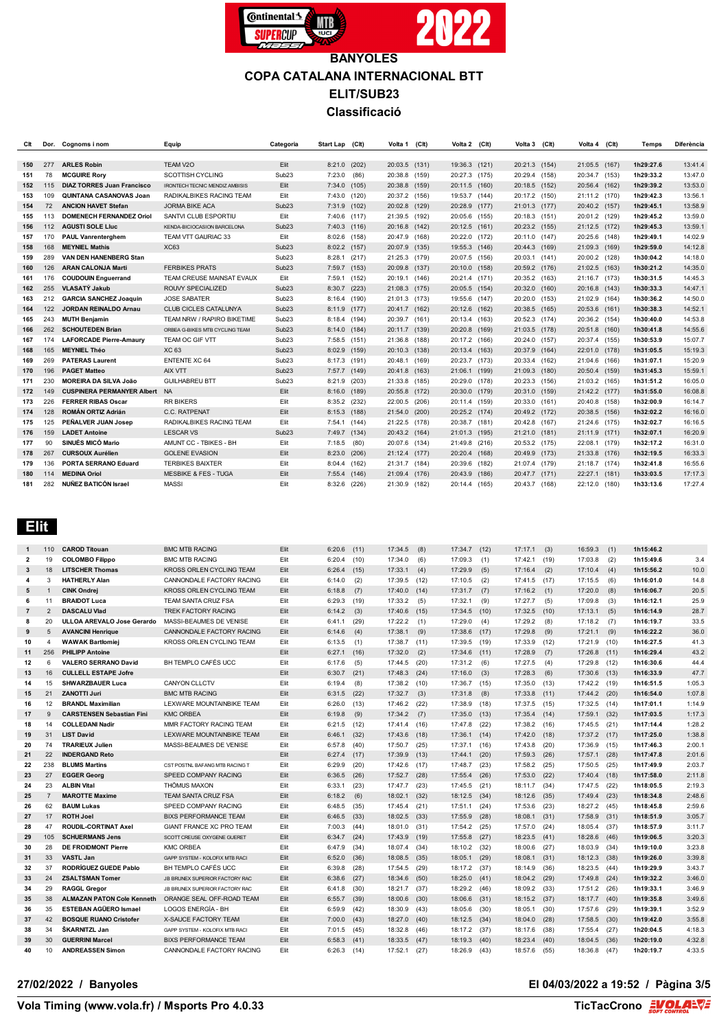# BANYOLES

## COPA CATALANA INTERNACIONAL BTT

## ELIT/SUB23

## Classificació

| Clt | Dor. | Cognoms i nom | Equip | Categoria | Start Lap | (Clt) | Volta 1 | (Clt) | Volta 2 | (Clt) | Volta 3 | (Clt) | Volta 4 | (Clt) | Temps | Diferència |
|---|---|---|---|---|---|---|---|---|---|---|---|---|---|---|---|---|
| 150 | 277 | **ARLES Robin** | TEAM V2O | Elit | 8:21.0 | (202) | 20:03.5 | (131) | 19:36.3 | (121) | 20:21.3 | (154) | 21:05.5 | (167) | **1h29:27.6** | 13:41.4 |
| 151 | 78 | **MCGUIRE Rory** | SCOTTISH CYCLING | Sub23 | 7:23.0 | (86) | 20:38.8 | (159) | 20:27.3 | (175) | 20:29.4 | (158) | 20:34.7 | (153) | **1h29:33.2** | 13:47.0 |
| 152 | 115 | **DIAZ TORRES Juan Francisco** | IRONTECH TECNIC MENDIZ AMBISIS | Elit | 7:34.0 | (105) | 20:38.8 | (159) | 20:11.5 | (160) | 20:18.5 | (152) | 20:56.4 | (162) | **1h29:39.2** | 13:53.0 |
| 153 | 109 | **QUINTANA CASANOVAS Joan** | RADIKALBIKES RACING TEAM | Elit | 7:43.0 | (120) | 20:37.2 | (156) | 19:53.7 | (144) | 20:17.2 | (150) | 21:11.2 | (170) | **1h29:42.3** | 13:56.1 |
| 154 | 72 | **ANCION HAVET Stefan** | JORMA BIKE ACA | Sub23 | 7:31.9 | (102) | 20:02.8 | (129) | 20:28.9 | (177) | 21:01.3 | (177) | 20:40.2 | (157) | **1h29:45.1** | 13:58.9 |
| 155 | 113 | **DOMENECH FERNANDEZ Oriol** | SANTVI CLUB ESPORTIU | Elit | 7:40.6 | (117) | 21:39.5 | (192) | 20:05.6 | (155) | 20:18.3 | (151) | 20:01.2 | (129) | **1h29:45.2** | 13:59.0 |
| 156 | 112 | **AGUSTI SOLE Lluc** | KENDA-BICIOCASION BARCELONA | Sub23 | 7:40.3 | (116) | 20:16.8 | (142) | 20:12.5 | (161) | 20:23.2 | (155) | 21:12.5 | (172) | **1h29:45.3** | 13:59.1 |
| 157 | 170 | **PAUL Vanrenterghem** | TEAM VTT GAURIAC 33 | Elit | 8:02.6 | (158) | 20:47.9 | (168) | 20:22.0 | (172) | 20:11.0 | (147) | 20:25.6 | (148) | **1h29:49.1** | 14:02.9 |
| 158 | 168 | **MEYNIEL Mathis** | XC63 | Sub23 | 8:02.2 | (157) | 20:07.9 | (135) | 19:55.3 | (146) | 20:44.3 | (169) | 21:09.3 | (169) | **1h29:59.0** | 14:12.8 |
| 159 | 289 | **VAN DEN HANENBERG Stan** | | Sub23 | 8:28.1 | (217) | 21:25.3 | (179) | 20:07.5 | (156) | 20:03.1 | (141) | 20:00.2 | (128) | **1h30:04.2** | 14:18.0 |
| 160 | 126 | **ARAN CALONJA Marti** | FERBIKES PRATS | Sub23 | 7:59.7 | (153) | 20:09.8 | (137) | 20:10.0 | (158) | 20:59.2 | (176) | 21:02.5 | (163) | **1h30:21.2** | 14:35.0 |
| 161 | 176 | **COUDOUIN Enguerrand** | TEAM CREUSE MAINSAT EVAUX | Elit | 7:59.1 | (152) | 20:19.1 | (146) | 20:21.4 | (171) | 20:35.2 | (163) | 21:16.7 | (173) | **1h30:31.5** | 14:45.3 |
| 162 | 255 | **VLASATÝ Jakub** | ROUVY SPECIALIZED | Sub23 | 8:30.7 | (223) | 21:08.3 | (175) | 20:05.5 | (154) | 20:32.0 | (160) | 20:16.8 | (143) | **1h30:33.3** | 14:47.1 |
| 163 | 212 | **GARCIA SANCHEZ Joaquin** | JOSE SABATER | Sub23 | 8:16.4 | (190) | 21:01.3 | (173) | 19:55.6 | (147) | 20:20.0 | (153) | 21:02.9 | (164) | **1h30:36.2** | 14:50.0 |
| 164 | 122 | **JORDAN REINALDO Arnau** | CLUB CICLES CATALUNYA | Sub23 | 8:11.9 | (177) | 20:41.7 | (162) | 20:12.6 | (162) | 20:38.5 | (165) | 20:53.6 | (161) | **1h30:38.3** | 14:52.1 |
| 165 | 243 | **MUTH Benjamin** | TEAM NRW / RAPIRO BIKETIME | Sub23 | 8:18.4 | (194) | 20:39.7 | (161) | 20:13.4 | (163) | 20:52.3 | (174) | 20:36.2 | (154) | **1h30:40.0** | 14:53.8 |
| 166 | 262 | **SCHOUTEDEN Brian** | ORBEA G-BIKES MTB CYCLING TEAM | Sub23 | 8:14.0 | (184) | 21:10.7 | (139) | 20:20.8 | (169) | 21:03.5 | (178) | 20:51.8 | (160) | **1h30:41.8** | 14:55.6 |
| 167 | 174 | **LAFORCADE Pierre-Amaury** | TEAM OC GIF VTT | Sub23 | 7:58.5 | (151) | 21:36.8 | (188) | 20:17.2 | (166) | 20:24.0 | (157) | 20:37.4 | (155) | **1h30:53.9** | 15:07.7 |
| 168 | 165 | **MEYNIEL Théo** | XC 63 | Sub23 | 8:02.9 | (159) | 20:10.3 | (138) | 20:13.4 | (163) | 20:37.9 | (164) | 22:01.0 | (178) | **1h31:05.5** | 15:19.3 |
| 169 | 269 | **PATERAS Laurent** | ENTENTE XC 64 | Sub23 | 8:17.3 | (191) | 20:48.1 | (169) | 20:23.7 | (173) | 20:33.4 | (162) | 21:04.6 | (166) | **1h31:07.1** | 15:20.9 |
| 170 | 196 | **PAGET Matteo** | AIX VTT | Sub23 | 7:57.7 | (149) | 20:41.8 | (163) | 21:06.1 | (199) | 21:09.3 | (180) | 20:50.4 | (159) | **1h31:45.3** | 15:59.1 |
| 171 | 230 | **MOREIRA DA SILVA João** | GUILHABREU BTT | Sub23 | 8:21.9 | (203) | 21:33.8 | (185) | 20:29.0 | (178) | 20:23.3 | (156) | 21:03.2 | (165) | **1h31:51.2** | 16:05.0 |
| 172 | 149 | **CUSPINERA PERMANYER Albert** | NA | Elit | 8:16.0 | (189) | 20:55.8 | (172) | 20:30.0 | (179) | 20:31.0 | (159) | 21:42.2 | (177) | **1h31:55.0** | 16:08.8 |
| 173 | 226 | **FERRER RIBAS Oscar** | RR BIKERS | Elit | 8:35.2 | (232) | 22:00.5 | (206) | 20:11.4 | (159) | 20:33.0 | (161) | 20:40.8 | (158) | **1h32:00.9** | 16:14.7 |
| 174 | 128 | **ROMÁN ORTIZ Adrián** | C.C. RATPENAT | Elit | 8:15.3 | (188) | 21:54.0 | (200) | 20:25.2 | (174) | 20:49.2 | (172) | 20:38.5 | (156) | **1h32:02.2** | 16:16.0 |
| 175 | 125 | **PEÑALVER JUAN Josep** | RADIKALBIKES RACING TEAM | Elit | 7:54.1 | (144) | 21:22.5 | (178) | 20:38.7 | (181) | 20:42.8 | (167) | 21:24.6 | (175) | **1h32:02.7** | 16:16.5 |
| 176 | 159 | **LADET Antoine** | LESCAR VS | Sub23 | 7:49.7 | (134) | 20:43.2 | (164) | 21:01.3 | (195) | 21:21.0 | (181) | 21:11.9 | (171) | **1h32:07.1** | 16:20.9 |
| 177 | 90 | **SINUÉS MICÓ Mario** | AMUNT CC - TBIKES - BH | Elit | 7:18.5 | (80) | 20:07.6 | (134) | 21:49.8 | (216) | 20:53.2 | (175) | 22:08.1 | (179) | **1h32:17.2** | 16:31.0 |
| 178 | 267 | **CURSOUX Aurélien** | GOLENE EVASION | Elit | 8:23.0 | (206) | 21:12.4 | (177) | 20:20.4 | (168) | 20:49.9 | (173) | 21:33.8 | (176) | **1h32:19.5** | 16:33.3 |
| 179 | 136 | **PORTA SERRANO Eduard** | TERBIKES BAIXTER | Elit | 8:04.4 | (162) | 21:31.7 | (184) | 20:39.6 | (182) | 21:07.4 | (179) | 21:18.7 | (174) | **1h32:41.8** | 16:55.6 |
| 180 | 114 | **MEDINA Oriol** | MESBIKE & FES - TUGA | Elit | 7:55.4 | (146) | 21:09.4 | (176) | 20:43.9 | (186) | 20:47.7 | (171) | 22:27.1 | (181) | **1h33:03.5** | 17:17.3 |
| 181 | 282 | **NUÑEZ BATICÓN Israel** | MASSI | Elit | 8:32.6 | (226) | 21:30.9 | (182) | 20:14.4 | (165) | 20:43.7 | (168) | 22:12.0 | (180) | **1h33:13.6** | 17:27.4 |

## Elit

| Clt | Dor. | Cognoms i nom | Equip | Categoria | Start Lap | (Clt) | Volta 1 | (Clt) | Volta 2 | (Clt) | Volta 3 | (Clt) | Volta 4 | (Clt) | Temps | Diferència |
|---|---|---|---|---|---|---|---|---|---|---|---|---|---|---|---|---|
| 1 | 110 | **CAROD Titouan** | BMC MTB RACING | Elit | 6:20.6 | (11) | 17:34.5 | (8) | 17:34.7 | (12) | 17:17.1 | (3) | 16:59.3 | (1) | **1h15:46.2** | |
| 2 | 19 | **COLOMBO Filippo** | BMC MTB RACING | Elit | 6:20.4 | (10) | 17:34.0 | (6) | 17:09.3 | (1) | 17:42.1 | (19) | 17:03.8 | (2) | **1h15:49.6** | 3.4 |
| 3 | 18 | **LITSCHER Thomas** | KROSS ORLEN CYCLING TEAM | Elit | 6:26.4 | (15) | 17:33.1 | (4) | 17:29.9 | (5) | 17:16.4 | (2) | 17:10.4 | (4) | **1h15:56.2** | 10.0 |
| 4 | 3 | **HATHERLY Alan** | CANNONDALE FACTORY RACING | Elit | 6:14.0 | (2) | 17:39.5 | (12) | 17:10.5 | (2) | 17:41.5 | (17) | 17:15.5 | (6) | **1h16:01.0** | 14.8 |
| 5 | 1 | **CINK Ondrej** | KROSS ORLEN CYCLING TEAM | Elit | 6:18.8 | (7) | 17:40.0 | (14) | 17:31.7 | (7) | 17:16.2 | (1) | 17:20.0 | (8) | **1h16:06.7** | 20.5 |
| 6 | 11 | **BRAIDOT Luca** | TEAM SANTA CRUZ FSA | Elit | 6:29.3 | (19) | 17:33.2 | (5) | 17:32.1 | (9) | 17:27.7 | (5) | 17:09.8 | (3) | **1h16:12.1** | 25.9 |
| 7 | 2 | **DASCALU Vlad** | TREK FACTORY RACING | Elit | 6:14.2 | (3) | 17:40.6 | (15) | 17:34.5 | (10) | 17:32.5 | (10) | 17:13.1 | (5) | **1h16:14.9** | 28.7 |
| 8 | 20 | **ULLOA AREVALO Jose Gerardo** | MASSI-BEAUMES DE VENISE | Elit | 6:41.1 | (29) | 17:22.2 | (1) | 17:29.0 | (4) | 17:29.2 | (8) | 17:18.2 | (7) | **1h16:19.7** | 33.5 |
| 9 | 5 | **AVANCINI Henrique** | CANNONDALE FACTORY RACING | Elit | 6:14.6 | (4) | 17:38.1 | (9) | 17:38.6 | (17) | 17:29.8 | (9) | 17:21.1 | (9) | **1h16:22.2** | 36.0 |
| 10 | 4 | **WAWAK Bartlomiej** | KROSS ORLEN CYCLING TEAM | Elit | 6:13.5 | (1) | 17:38.7 | (11) | 17:39.5 | (19) | 17:33.9 | (12) | 17:21.9 | (10) | **1h16:27.5** | 41.3 |
| 11 | 256 | **PHILIPP Antoine** | | Elit | 6:27.1 | (16) | 17:32.0 | (2) | 17:34.6 | (11) | 17:28.9 | (7) | 17:26.8 | (11) | **1h16:29.4** | 43.2 |
| 12 | 6 | **VALERO SERRANO David** | BH TEMPLO CAFÉS UCC | Elit | 6:17.6 | (5) | 17:44.5 | (20) | 17:31.2 | (6) | 17:27.5 | (4) | 17:29.8 | (12) | **1h16:30.6** | 44.4 |
| 13 | 16 | **CULLELL ESTAPE Jofre** | | Elit | 6:30.7 | (21) | 17:48.3 | (24) | 17:16.0 | (3) | 17:28.3 | (6) | 17:30.6 | (13) | **1h16:33.9** | 47.7 |
| 14 | 15 | **SHWARZBAUER Luca** | CANYON CLLCTV | Elit | 6:19.4 | (8) | 17:38.2 | (10) | 17:36.7 | (15) | 17:35.0 | (13) | 17:42.2 | (19) | **1h16:51.5** | 1:05.3 |
| 15 | 21 | **ZANOTTI Juri** | BMC MTB RACING | Elit | 6:31.5 | (22) | 17:32.7 | (3) | 17:31.8 | (8) | 17:33.8 | (11) | 17:44.2 | (20) | **1h16:54.0** | 1:07.8 |
| 16 | 12 | **BRANDL Maximilian** | LEXWARE MOUNTAINBIKE TEAM | Elit | 6:26.0 | (13) | 17:46.2 | (22) | 17:38.9 | (18) | 17:37.5 | (15) | 17:32.5 | (14) | **1h17:01.1** | 1:14.9 |
| 17 | 9 | **CARSTENSEN Sebastian Fini** | KMC ORBEA | Elit | 6:19.8 | (9) | 17:34.2 | (7) | 17:35.0 | (13) | 17:35.4 | (14) | 17:59.1 | (32) | **1h17:03.5** | 1:17.3 |
| 18 | 14 | **COLLEDANI Nadir** | MMR FACTORY RACING TEAM | Elit | 6:21.5 | (12) | 17:41.4 | (16) | 17:47.8 | (22) | 17:38.2 | (16) | 17:45.5 | (21) | **1h17:14.4** | 1:28.2 |
| 19 | 31 | **LIST David** | LEXWARE MOUNTAINBIKE TEAM | Elit | 6:46.1 | (32) | 17:43.6 | (18) | 17:36.1 | (14) | 17:42.0 | (18) | 17:37.2 | (17) | **1h17:25.0** | 1:38.8 |
| 20 | 74 | **TRARIEUX Julien** | MASSI-BEAUMES DE VENISE | Elit | 6:57.8 | (40) | 17:50.7 | (25) | 17:37.1 | (16) | 17:43.8 | (20) | 17:36.9 | (15) | **1h17:46.3** | 2:00.1 |
| 21 | 22 | **INDERGAND Reto** | | Elit | 6:27.4 | (17) | 17:39.9 | (13) | 17:44.1 | (20) | 17:59.3 | (26) | 17:57.1 | (28) | **1h17:47.8** | 2:01.6 |
| 22 | 238 | **BLUMS Martins** | CST POSTNL BAFANG MTB RACING T | Elit | 6:29.9 | (20) | 17:42.6 | (17) | 17:48.7 | (23) | 17:58.2 | (25) | 17:50.5 | (25) | **1h17:49.9** | 2:03.7 |
| 23 | 27 | **EGGER Georg** | SPEED COMPANY RACING | Elit | 6:36.5 | (26) | 17:52.7 | (28) | 17:55.4 | (26) | 17:53.0 | (22) | 17:40.4 | (18) | **1h17:58.0** | 2:11.8 |
| 24 | 23 | **ALBIN Vital** | THÖMUS MAXON | Elit | 6:33.1 | (23) | 17:47.7 | (23) | 17:45.5 | (21) | 18:11.7 | (34) | 17:47.5 | (22) | **1h18:05.5** | 2:19.3 |
| 25 | 7 | **MAROTTE Maxime** | TEAM SANTA CRUZ FSA | Elit | 6:18.2 | (6) | 18:02.1 | (32) | 18:12.5 | (34) | 18:12.6 | (35) | 17:49.4 | (23) | **1h18:34.8** | 2:48.6 |
| 26 | 62 | **BAUM Lukas** | SPEED COMPANY RACING | Elit | 6:48.5 | (35) | 17:45.4 | (21) | 17:51.1 | (24) | 17:53.6 | (23) | 18:27.2 | (45) | **1h18:45.8** | 2:59.6 |
| 27 | 17 | **ROTH Joel** | BIXS PERFORMANCE TEAM | Elit | 6:46.5 | (33) | 18:02.5 | (33) | 17:55.9 | (28) | 18:08.1 | (31) | 17:58.9 | (31) | **1h18:51.9** | 3:05.7 |
| 28 | 47 | **ROUDIL-CORTINAT Axel** | GIANT FRANCE XC PRO TEAM | Elit | 7:00.3 | (44) | 18:01.0 | (31) | 17:54.2 | (25) | 17:57.0 | (24) | 18:05.4 | (37) | **1h18:57.9** | 3:11.7 |
| 29 | 105 | **SCHUERMANS Jens** | SCOTT CREUSE OXYGENE GUERET | Elit | 6:34.7 | (24) | 17:43.9 | (19) | 17:55.8 | (27) | 18:23.5 | (41) | 18:28.6 | (46) | **1h19:06.5** | 3:20.3 |
| 30 | 28 | **DE FROIDMONT Pierre** | KMC ORBEA | Elit | 6:47.9 | (34) | 18:07.4 | (34) | 18:10.2 | (32) | 18:00.6 | (27) | 18:03.9 | (34) | **1h19:10.0** | 3:23.8 |
| 31 | 33 | **VASTL Jan** | GAPP SYSTEM - KOLOFIX MTB RACI | Elit | 6:52.0 | (36) | 18:08.5 | (35) | 18:05.1 | (29) | 18:08.1 | (31) | 18:12.3 | (38) | **1h19:26.0** | 3:39.8 |
| 32 | 37 | **RODRÍGUEZ GUEDE Pablo** | BH TEMPLO CAFÉS UCC | Elit | 6:39.8 | (28) | 17:54.5 | (29) | 18:17.2 | (37) | 18:14.9 | (36) | 18:23.5 | (44) | **1h19:29.9** | 3:43.7 |
| 33 | 24 | **ZSALTSMAN Tomer** | JB BRUNEX SUPERIOR FACTORY RAC | Elit | 6:38.6 | (27) | 18:34.6 | (50) | 18:25.0 | (41) | 18:04.2 | (29) | 17:49.8 | (24) | **1h19:32.2** | 3:46.0 |
| 34 | 29 | **RAGGL Gregor** | JB BRUNEX SUPERIOR FACTORY RAC | Elit | 6:41.8 | (30) | 18:21.7 | (37) | 18:29.2 | (46) | 18:09.2 | (33) | 17:51.2 | (26) | **1h19:33.1** | 3:46.9 |
| 35 | 38 | **ALMAZAN PATON Cole Kenneth** | ORANGE SEAL OFF-ROAD TEAM | Elit | 6:55.7 | (39) | 18:00.6 | (30) | 18:06.6 | (31) | 18:15.2 | (37) | 18:17.7 | (40) | **1h19:35.8** | 3:49.6 |
| 36 | 35 | **ESTEBAN AGÜERO Ismael** | LOGOS ENERGÍA - BH | Elit | 6:59.9 | (42) | 18:30.9 | (43) | 18:05.6 | (30) | 18:05.1 | (30) | 17:57.6 | (29) | **1h19:39.1** | 3:52.9 |
| 37 | 42 | **BOSQUE RUANO Cristofer** | X-SAUCE FACTORY TEAM | Elit | 7:00.0 | (43) | 18:27.0 | (40) | 18:12.5 | (34) | 18:04.0 | (28) | 17:58.5 | (30) | **1h19:42.0** | 3:55.8 |
| 38 | 34 | **ŠKARNITZL Jan** | GAPP SYSTEM - KOLOFIX MTB RACI | Elit | 7:01.5 | (45) | 18:32.8 | (46) | 18:17.2 | (37) | 18:17.6 | (38) | 17:55.4 | (27) | **1h20:04.5** | 4:18.3 |
| 39 | 30 | **GUERRINI Marcel** | BIXS PERFORMANCE TEAM | Elit | 6:58.3 | (41) | 18:33.5 | (47) | 18:19.3 | (40) | 18:23.4 | (40) | 18:04.5 | (36) | **1h20:19.0** | 4:32.8 |
| 40 | 10 | **ANDREASSEN Simon** | CANNONDALE FACTORY RACING | Elit | 6:26.3 | (14) | 17:52.1 | (27) | 18:26.9 | (43) | 18:57.6 | (55) | 18:36.8 | (47) | **1h20:19.7** | 4:33.5 |

27/02/2022 / Banyoles

Vola Timing (www.vola.fr) / Msports Pro 4.0.33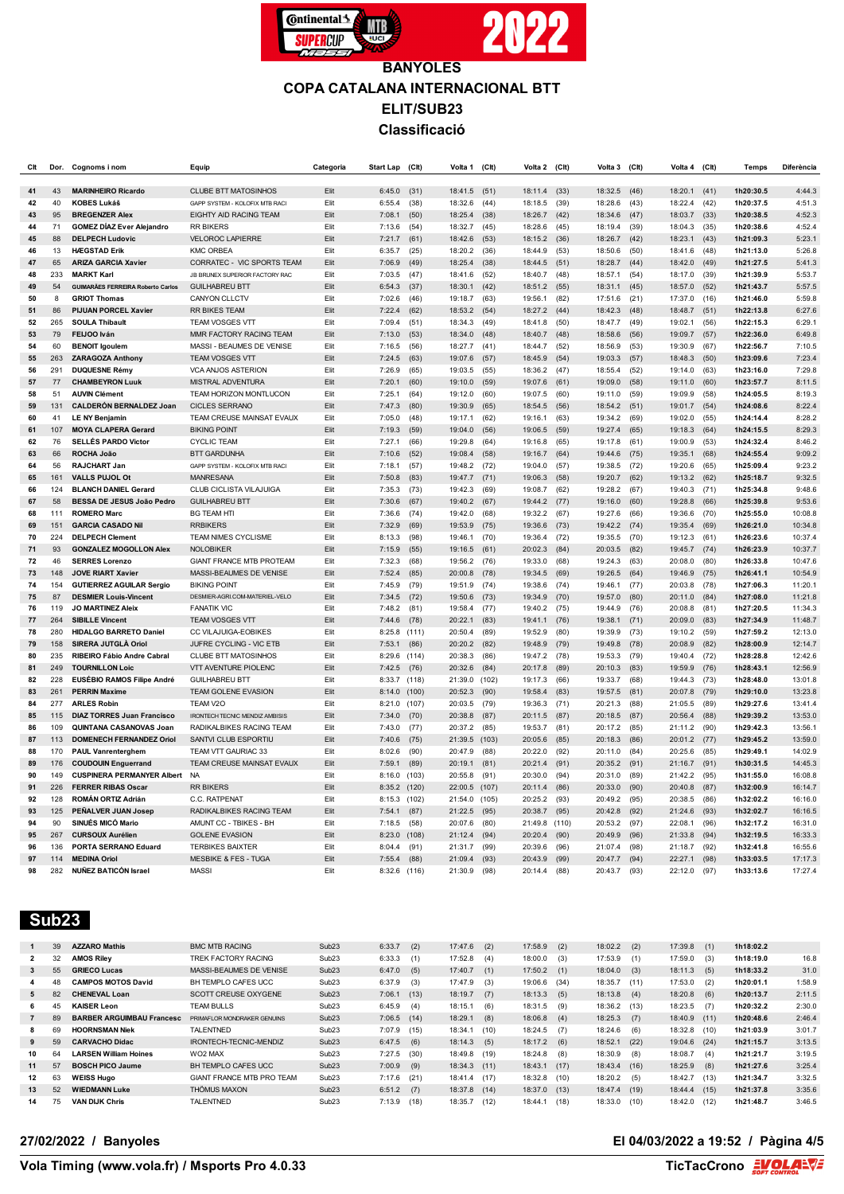# BANYOLES

## COPA CATALANA INTERNACIONAL BTT

## ELIT/SUB23

## Classificació

| Clt | Dor. | Cognoms i nom | Equip | Categoria | Start Lap | (Clt) | Volta 1 | (Clt) | Volta 2 | (Clt) | Volta 3 | (Clt) | Volta 4 | (Clt) | Temps | Diferència |
|---|---|---|---|---|---|---|---|---|---|---|---|---|---|---|---|---|
| 41 | 43 | **MARINHEIRO Ricardo** | CLUBE BTT MATOSINHOS | Elit | 6:45.0 | (31) | 18:41.5 | (51) | 18:11.4 | (33) | 18:32.5 | (46) | 18:20.1 | (41) | **1h20:30.5** | 4:44.3 |
| 42 | 40 | **KOBES Lukáš** | GAPP SYSTEM - KOLOFIX MTB RACI | Elit | 6:55.4 | (38) | 18:32.6 | (44) | 18:18.5 | (39) | 18:28.6 | (43) | 18:22.4 | (42) | **1h20:37.5** | 4:51.3 |
| 43 | 95 | **BREGENZER Alex** | EIGHTY AID RACING TEAM | Elit | 7:08.1 | (50) | 18:25.4 | (38) | 18:26.7 | (42) | 18:34.6 | (47) | 18:03.7 | (33) | **1h20:38.5** | 4:52.3 |
| 44 | 71 | **GOMEZ DÍAZ Ever Alejandro** | RR BIKERS | Elit | 7:13.6 | (54) | 18:32.7 | (45) | 18:28.6 | (45) | 18:19.4 | (39) | 18:04.3 | (35) | **1h20:38.6** | 4:52.4 |
| 45 | 88 | **DELPECH Ludovic** | VELOROC LAPIERRE | Elit | 7:21.7 | (61) | 18:42.6 | (53) | 18:15.2 | (36) | 18:26.7 | (42) | 18:23.1 | (43) | **1h21:09.3** | 5:23.1 |
| 46 | 13 | **HÆGSTAD Erik** | KMC ORBEA | Elit | 6:35.7 | (25) | 18:20.2 | (36) | 18:44.9 | (53) | 18:50.6 | (50) | 18:41.6 | (48) | **1h21:13.0** | 5:26.8 |
| 47 | 65 | **ARIZA GARCIA Xavier** | CORRATEC - VIC SPORTS TEAM | Elit | 7:06.9 | (49) | 18:25.4 | (38) | 18:44.5 | (51) | 18:28.7 | (44) | 18:42.0 | (49) | **1h21:27.5** | 5:41.3 |
| 48 | 233 | **MARKT Karl** | JB BRUNEX SUPERIOR FACTORY RAC | Elit | 7:03.5 | (47) | 18:41.6 | (52) | 18:40.7 | (48) | 18:57.1 | (54) | 18:17.0 | (39) | **1h21:39.9** | 5:53.7 |
| 49 | 54 | **GUIMARÃES FERREIRA Roberto Carlos** | GUILHABREU BTT | Elit | 6:54.3 | (37) | 18:30.1 | (42) | 18:51.2 | (55) | 18:31.1 | (45) | 18:57.0 | (52) | **1h21:43.7** | 5:57.5 |
| 50 | 8 | **GRIOT Thomas** | CANYON CLLCTV | Elit | 7:02.6 | (46) | 19:18.7 | (63) | 19:56.1 | (82) | 17:51.6 | (21) | 17:37.0 | (16) | **1h21:46.0** | 5:59.8 |
| 51 | 86 | **PIJUAN PORCEL Xavier** | RR BIKES TEAM | Elit | 7:22.4 | (62) | 18:53.2 | (54) | 18:27.2 | (44) | 18:42.3 | (48) | 18:48.7 | (51) | **1h22:13.8** | 6:27.6 |
| 52 | 265 | **SOULA Thibault** | TEAM VOSGES VTT | Elit | 7:09.4 | (51) | 18:34.3 | (49) | 18:41.8 | (50) | 18:47.7 | (49) | 19:02.1 | (56) | **1h22:15.3** | 6:29.1 |
| 53 | 79 | **FEIJOO Iván** | MMR FACTORY RACING TEAM | Elit | 7:13.0 | (53) | 18:34.0 | (48) | 18:40.7 | (48) | 18:58.6 | (56) | 19:09.7 | (57) | **1h22:36.0** | 6:49.8 |
| 54 | 60 | **BENOIT Igoulem** | MASSI - BEAUMES DE VENISE | Elit | 7:16.5 | (56) | 18:27.7 | (41) | 18:44.7 | (52) | 18:56.9 | (53) | 19:30.9 | (67) | **1h22:56.7** | 7:10.5 |
| 55 | 263 | **ZARAGOZA Anthony** | TEAM VOSGES VTT | Elit | 7:24.5 | (63) | 19:07.6 | (57) | 18:45.9 | (54) | 19:03.3 | (57) | 18:48.3 | (50) | **1h23:09.6** | 7:23.4 |
| 56 | 291 | **DUQUESNE Rémy** | VCA ANJOS ASTERION | Elit | 7:26.9 | (65) | 19:03.5 | (55) | 18:36.2 | (47) | 18:55.4 | (52) | 19:14.0 | (63) | **1h23:16.0** | 7:29.8 |
| 57 | 77 | **CHAMBEYRON Luuk** | MISTRAL ADVENTURA | Elit | 7:20.1 | (60) | 19:10.0 | (59) | 19:07.6 | (61) | 19:09.0 | (58) | 19:11.0 | (60) | **1h23:57.7** | 8:11.5 |
| 58 | 51 | **AUVIN Clément** | TEAM HORIZON MONTLUCON | Elit | 7:25.1 | (64) | 19:12.0 | (60) | 19:07.5 | (60) | 19:11.0 | (59) | 19:09.9 | (58) | **1h24:05.5** | 8:19.3 |
| 59 | 131 | **CALDERÓN BERNALDEZ Joan** | CICLES SERRANO | Elit | 7:47.3 | (80) | 19:30.9 | (65) | 18:54.5 | (56) | 18:54.2 | (51) | 19:01.7 | (54) | **1h24:08.6** | 8:22.4 |
| 60 | 41 | **LE NY Benjamin** | TEAM CREUSE MAINSAT EVAUX | Elit | 7:05.0 | (48) | 19:17.1 | (62) | 19:16.1 | (63) | 19:34.2 | (69) | 19:02.0 | (55) | **1h24:14.4** | 8:28.2 |
| 61 | 107 | **MOYA CLAPERA Gerard** | BIKING POINT | Elit | 7:19.3 | (59) | 19:04.0 | (56) | 19:06.5 | (59) | 19:27.4 | (65) | 19:18.3 | (64) | **1h24:15.5** | 8:29.3 |
| 62 | 76 | **SELLÉS PARDO Victor** | CYCLIC TEAM | Elit | 7:27.1 | (66) | 19:29.8 | (64) | 19:16.8 | (65) | 19:17.8 | (61) | 19:00.9 | (53) | **1h24:32.4** | 8:46.2 |
| 63 | 66 | **ROCHA João** | BTT GARDUNHA | Elit | 7:10.6 | (52) | 19:08.4 | (58) | 19:16.7 | (64) | 19:44.6 | (75) | 19:35.1 | (68) | **1h24:55.4** | 9:09.2 |
| 64 | 56 | **RAJCHART Jan** | GAPP SYSTEM - KOLOFIX MTB RACI | Elit | 7:18.1 | (57) | 19:48.2 | (72) | 19:04.0 | (57) | 19:38.5 | (72) | 19:20.6 | (65) | **1h25:09.4** | 9:23.2 |
| 65 | 161 | **VALLS PUJOL Ot** | MANRESANA | Elit | 7:50.8 | (83) | 19:47.7 | (71) | 19:06.3 | (58) | 19:20.7 | (62) | 19:13.2 | (62) | **1h25:18.7** | 9:32.5 |
| 66 | 124 | **BLANCH DANIEL Gerard** | CLUB CICLISTA VILAJUIGA | Elit | 7:35.3 | (73) | 19:42.3 | (69) | 19:08.7 | (62) | 19:28.2 | (67) | 19:40.3 | (71) | **1h25:34.8** | 9:48.6 |
| 67 | 58 | **BESSA DE JESUS João Pedro** | GUILHABREU BTT | Elit | 7:30.6 | (67) | 19:40.2 | (67) | 19:44.2 | (77) | 19:16.0 | (60) | 19:28.8 | (66) | **1h25:39.8** | 9:53.6 |
| 68 | 111 | **ROMERO Marc** | BG TEAM HTI | Elit | 7:36.6 | (74) | 19:40.2 | (68) | 19:32.2 | (67) | 19:27.6 | (66) | 19:36.6 | (70) | **1h25:55.0** | 10:08.8 |
| 69 | 151 | **GARCIA CASADO Nil** | RRBIKERS | Elit | 7:32.9 | (69) | 19:53.9 | (75) | 19:36.6 | (73) | 19:42.2 | (74) | 19:35.4 | (69) | **1h26:21.0** | 10:34.8 |
| 70 | 224 | **DELPECH Clement** | TEAM NIMES CYCLISME | Elit | 8:13.3 | (98) | 19:46.1 | (70) | 19:36.4 | (72) | 19:35.5 | (70) | 19:12.3 | (61) | **1h26:23.6** | 10:37.4 |
| 71 | 93 | **GONZALEZ MOGOLLON Alex** | NOLOBIKER | Elit | 7:15.9 | (55) | 19:16.5 | (61) | 20:02.3 | (84) | 20:03.5 | (82) | 19:45.7 | (74) | **1h26:23.9** | 10:37.7 |
| 72 | 46 | **SERRES Lorenzo** | GIANT FRANCE MTB PROTEAM | Elit | 7:32.3 | (68) | 19:56.2 | (76) | 19:33.0 | (68) | 19:24.3 | (63) | 20:08.0 | (80) | **1h26:33.8** | 10:47.6 |
| 73 | 148 | **JOVE RIART Xavier** | MASSI-BEAUMES DE VENISE | Elit | 7:52.4 | (85) | 20:00.8 | (78) | 19:34.5 | (69) | 19:26.5 | (64) | 19:46.9 | (75) | **1h26:41.1** | 10:54.9 |
| 74 | 154 | **GUTIERREZ AGUILAR Sergio** | BIKING POINT | Elit | 7:45.9 | (79) | 19:51.9 | (74) | 19:38.6 | (74) | 19:46.1 | (77) | 20:03.8 | (78) | **1h27:06.3** | 11:20.1 |
| 75 | 87 | **DESMIER Louis-Vincent** | DESMIER-AGRI.COM-MATERIEL-VELO | Elit | 7:34.5 | (72) | 19:50.6 | (73) | 19:34.9 | (70) | 19:57.0 | (80) | 20:11.0 | (84) | **1h27:08.0** | 11:21.8 |
| 76 | 119 | **JO MARTINEZ Aleix** | FANATIK VIC | Elit | 7:48.2 | (81) | 19:58.4 | (77) | 19:40.2 | (75) | 19:44.9 | (76) | 20:08.8 | (81) | **1h27:20.5** | 11:34.3 |
| 77 | 264 | **SIBILLE Vincent** | TEAM VOSGES VTT | Elit | 7:44.6 | (78) | 20:22.1 | (83) | 19:41.1 | (76) | 19:38.1 | (71) | 20:09.0 | (83) | **1h27:34.9** | 11:48.7 |
| 78 | 280 | **HIDALGO BARRETO Daniel** | CC VILAJUIGA-EOBIKES | Elit | 8:25.8 | (111) | 20:50.4 | (89) | 19:52.9 | (80) | 19:39.9 | (73) | 19:10.2 | (59) | **1h27:59.2** | 12:13.0 |
| 79 | 158 | **SIRERA JUTGLÀ Oriol** | JUFRE CYCLING - VIC ETB | Elit | 7:53.1 | (86) | 20:20.2 | (82) | 19:48.9 | (79) | 19:49.8 | (78) | 20:08.9 | (82) | **1h28:00.9** | 12:14.7 |
| 80 | 235 | **RIBEIRO Fábio Andre Cabral** | CLUBE BTT MATOSINHOS | Elit | 8:29.6 | (114) | 20:38.3 | (86) | 19:47.2 | (78) | 19:53.3 | (79) | 19:40.4 | (72) | **1h28:28.8** | 12:42.6 |
| 81 | 249 | **TOURNILLON Loic** | VTT AVENTURE PIOLENC | Elit | 7:42.5 | (76) | 20:32.6 | (84) | 20:17.8 | (89) | 20:10.3 | (83) | 19:59.9 | (76) | **1h28:43.1** | 12:56.9 |
| 82 | 228 | **EUSÉBIO RAMOS Filipe André** | GUILHABREU BTT | Elit | 8:33.7 | (118) | 21:39.0 | (102) | 19:17.3 | (66) | 19:33.7 | (68) | 19:44.3 | (73) | **1h28:48.0** | 13:01.8 |
| 83 | 261 | **PERRIN Maxime** | TEAM GOLENE EVASION | Elit | 8:14.0 | (100) | 20:52.3 | (90) | 19:58.4 | (83) | 19:57.5 | (81) | 20:07.8 | (79) | **1h29:10.0** | 13:23.8 |
| 84 | 277 | **ARLES Robin** | TEAM V2O | Elit | 8:21.0 | (107) | 20:03.5 | (79) | 19:36.3 | (71) | 20:21.3 | (88) | 21:05.5 | (89) | **1h29:27.6** | 13:41.4 |
| 85 | 115 | **DIAZ TORRES Juan Francisco** | IRONTECH TECNIC MENDIZ AMBISIS | Elit | 7:34.0 | (70) | 20:38.8 | (87) | 20:11.5 | (87) | 20:18.5 | (87) | 20:56.4 | (88) | **1h29:39.2** | 13:53.0 |
| 86 | 109 | **QUINTANA CASANOVAS Joan** | RADIKALBIKES RACING TEAM | Elit | 7:43.0 | (77) | 20:37.2 | (85) | 19:53.7 | (81) | 20:17.2 | (85) | 21:11.2 | (90) | **1h29:42.3** | 13:56.1 |
| 87 | 113 | **DOMENECH FERNANDEZ Oriol** | SANTVI CLUB ESPORTIU | Elit | 7:40.6 | (75) | 21:39.5 | (103) | 20:05.6 | (85) | 20:18.3 | (86) | 20:01.2 | (77) | **1h29:45.2** | 13:59.0 |
| 88 | 170 | **PAUL Vanrenterghem** | TEAM VTT GAURIAC 33 | Elit | 8:02.6 | (90) | 20:47.9 | (88) | 20:22.0 | (92) | 20:11.0 | (84) | 20:25.6 | (85) | **1h29:49.1** | 14:02.9 |
| 89 | 176 | **COUDOUIN Enguerrand** | TEAM CREUSE MAINSAT EVAUX | Elit | 7:59.1 | (89) | 20:19.1 | (81) | 20:21.4 | (91) | 20:35.2 | (91) | 21:16.7 | (91) | **1h30:31.5** | 14:45.3 |
| 90 | 149 | **CUSPINERA PERMANYER Albert** | NA | Elit | 8:16.0 | (103) | 20:55.8 | (91) | 20:30.0 | (94) | 20:31.0 | (89) | 21:42.2 | (95) | **1h31:55.0** | 16:08.8 |
| 91 | 226 | **FERRER RIBAS Oscar** | RR BIKERS | Elit | 8:35.2 | (120) | 22:00.5 | (107) | 20:11.4 | (86) | 20:33.0 | (90) | 20:40.8 | (87) | **1h32:00.9** | 16:14.7 |
| 92 | 128 | **ROMÁN ORTIZ Adrián** | C.C. RATPENAT | Elit | 8:15.3 | (102) | 21:54.0 | (105) | 20:25.2 | (93) | 20:49.2 | (95) | 20:38.5 | (86) | **1h32:02.2** | 16:16.0 |
| 93 | 125 | **PEÑALVER JUAN Josep** | RADIKALBIKES RACING TEAM | Elit | 7:54.1 | (87) | 21:22.5 | (95) | 20:38.7 | (95) | 20:42.8 | (92) | 21:24.6 | (93) | **1h32:02.7** | 16:16.5 |
| 94 | 90 | **SINUÉS MICÓ Mario** | AMUNT CC - TBIKES - BH | Elit | 7:18.5 | (58) | 20:07.6 | (80) | 21:49.8 | (110) | 20:53.2 | (97) | 22:08.1 | (96) | **1h32:17.2** | 16:31.0 |
| 95 | 267 | **CURSOUX Aurélien** | GOLENE EVASION | Elit | 8:23.0 | (108) | 21:12.4 | (94) | 20:20.4 | (90) | 20:49.9 | (96) | 21:33.8 | (94) | **1h32:19.5** | 16:33.3 |
| 96 | 136 | **PORTA SERRANO Eduard** | TERBIKES BAIXTER | Elit | 8:04.4 | (91) | 21:31.7 | (99) | 20:39.6 | (96) | 21:07.4 | (98) | 21:18.7 | (92) | **1h32:41.8** | 16:55.6 |
| 97 | 114 | **MEDINA Oriol** | MESBIKE & FES - TUGA | Elit | 7:55.4 | (88) | 21:09.4 | (93) | 20:43.9 | (99) | 20:47.7 | (94) | 22:27.1 | (98) | **1h33:03.5** | 17:17.3 |
| 98 | 282 | **NUÑEZ BATICÓN Israel** | MASSI | Elit | 8:32.6 | (116) | 21:30.9 | (98) | 20:14.4 | (88) | 20:43.7 | (93) | 22:12.0 | (97) | **1h33:13.6** | 17:27.4 |

## Sub23

| Clt | Dor. | Cognoms i nom | Equip | Categoria | Start Lap | (Clt) | Volta 1 | (Clt) | Volta 2 | (Clt) | Volta 3 | (Clt) | Volta 4 | (Clt) | Temps | Diferència |
|---|---|---|---|---|---|---|---|---|---|---|---|---|---|---|---|---|
| 1 | 39 | **AZZARO Mathis** | BMC MTB RACING | Sub23 | 6:33.7 | (2) | 17:47.6 | (2) | 17:58.9 | (2) | 18:02.2 | (2) | 17:39.8 | (1) | **1h18:02.2** | |
| 2 | 32 | **AMOS Riley** | TREK FACTORY RACING | Sub23 | 6:33.3 | (1) | 17:52.8 | (4) | 18:00.0 | (3) | 17:53.9 | (1) | 17:59.0 | (3) | **1h18:19.0** | 16.8 |
| 3 | 55 | **GRIECO Lucas** | MASSI-BEAUMES DE VENISE | Sub23 | 6:47.0 | (5) | 17:40.7 | (1) | 17:50.2 | (1) | 18:04.0 | (3) | 18:11.3 | (5) | **1h18:33.2** | 31.0 |
| 4 | 48 | **CAMPOS MOTOS David** | BH TEMPLO CAFES UCC | Sub23 | 6:37.9 | (3) | 17:47.9 | (3) | 19:06.6 | (34) | 18:35.7 | (11) | 17:53.0 | (2) | **1h20:01.1** | 1:58.9 |
| 5 | 82 | **CHENEVAL Loan** | SCOTT CREUSE OXYGENE | Sub23 | 7:06.1 | (13) | 18:19.7 | (7) | 18:13.3 | (5) | 18:13.8 | (4) | 18:20.8 | (6) | **1h20:13.7** | 2:11.5 |
| 6 | 45 | **KAISER Leon** | TEAM BULLS | Sub23 | 6:45.9 | (4) | 18:15.1 | (6) | 18:31.5 | (9) | 18:36.2 | (13) | 18:23.5 | (7) | **1h20:32.2** | 2:30.0 |
| 7 | 89 | **BARBER ARGUIMBAU Francesc** | PRIMAFLOR MONDRAKER GENUINS | Sub23 | 7:06.5 | (14) | 18:29.1 | (8) | 18:06.8 | (4) | 18:25.3 | (7) | 18:40.9 | (11) | **1h20:48.6** | 2:46.4 |
| 8 | 69 | **HOORNSMAN Niek** | TALENTNED | Sub23 | 7:07.9 | (15) | 18:34.1 | (10) | 18:24.5 | (7) | 18:24.6 | (6) | 18:32.8 | (10) | **1h21:03.9** | 3:01.7 |
| 9 | 59 | **CARVACHO Didac** | IRONTECH-TECNIC-MENDIZ | Sub23 | 6:47.5 | (6) | 18:14.3 | (5) | 18:17.2 | (6) | 18:52.1 | (22) | 19:04.6 | (24) | **1h21:15.7** | 3:13.5 |
| 10 | 64 | **LARSEN William Hoines** | WO2 MAX | Sub23 | 7:27.5 | (30) | 18:49.8 | (19) | 18:24.8 | (8) | 18:30.9 | (8) | 18:08.7 | (4) | **1h21:21.7** | 3:19.5 |
| 11 | 57 | **BOSCH PICO Jaume** | BH TEMPLO CAFES UCC | Sub23 | 7:00.9 | (9) | 18:34.3 | (11) | 18:43.1 | (17) | 18:43.4 | (16) | 18:25.9 | (8) | **1h21:27.6** | 3:25.4 |
| 12 | 63 | **WEISS Hugo** | GIANT FRANCE MTB PRO TEAM | Sub23 | 7:17.6 | (21) | 18:41.4 | (17) | 18:32.8 | (10) | 18:20.2 | (5) | 18:42.7 | (13) | **1h21:34.7** | 3:32.5 |
| 13 | 52 | **WIEDMANN Luke** | THÖMUS MAXON | Sub23 | 6:51.2 | (7) | 18:37.8 | (14) | 18:37.0 | (13) | 18:47.4 | (19) | 18:44.4 | (15) | **1h21:37.8** | 3:35.6 |
| 14 | 75 | **VAN DIJK Chris** | TALENTNED | Sub23 | 7:13.9 | (18) | 18:35.7 | (12) | 18:44.1 | (18) | 18:33.0 | (10) | 18:42.0 | (12) | **1h21:48.7** | 3:46.5 |

**27/02/2022 / Banyoles**

**El 04/03/2022 a 19:52 / Pàgina 4/5**

**Vola Timing (www.vola.fr) / Msports Pro 4.0.33**

**TicTacCrono**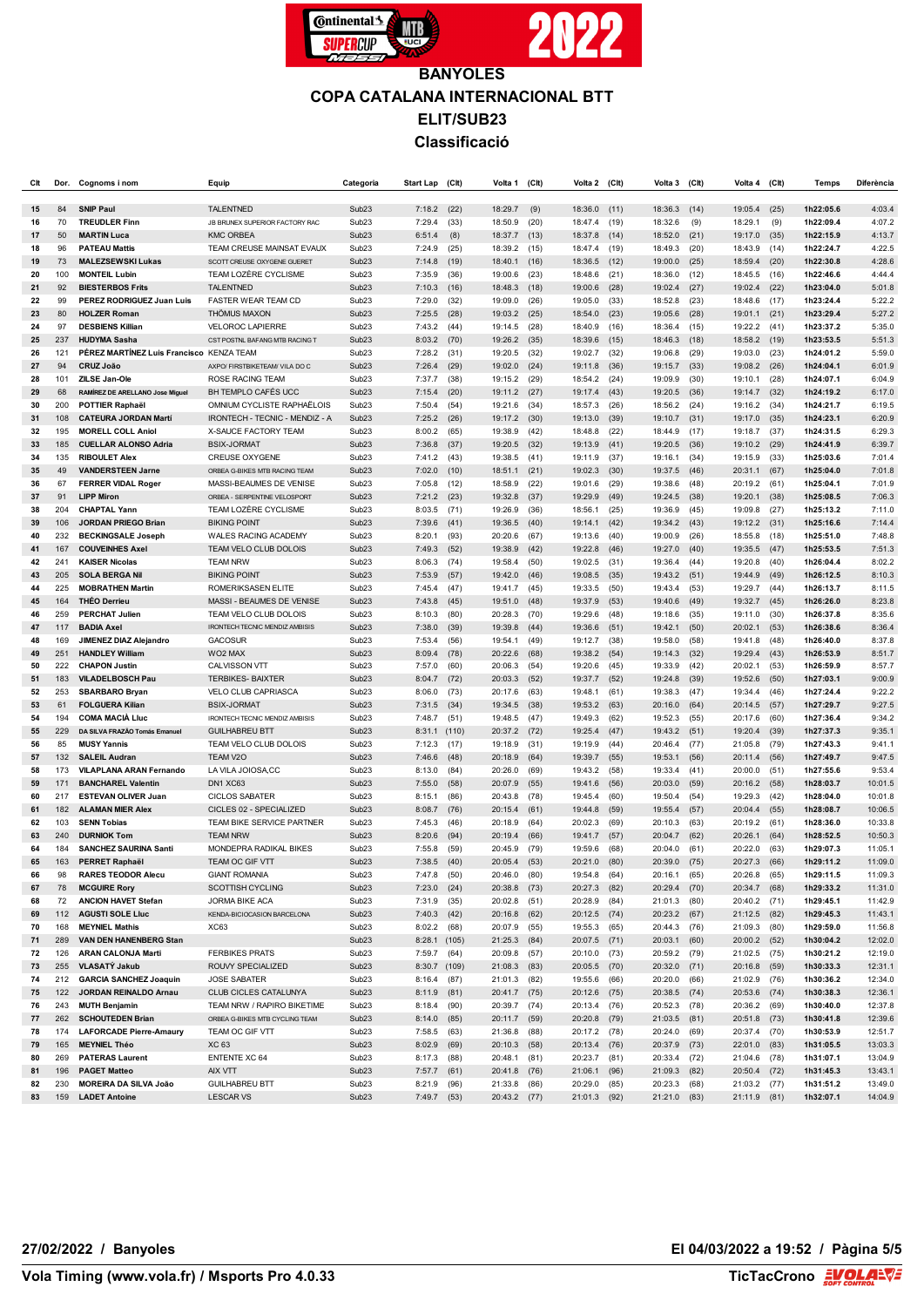# BANYOLES

## COPA CATALANA INTERNACIONAL BTT

## ELIT/SUB23

## Classificació

| Clt | Dor. | Cognoms i nom | Equip | Categoria | Start Lap | (Clt) | Volta 1 | (Clt) | Volta 2 | (Clt) | Volta 3 | (Clt) | Volta 4 | (Clt) | Temps | Diferència |
|---|---|---|---|---|---|---|---|---|---|---|---|---|---|---|---|---|
| 15 | 84 | **SNIP Paul** | TALENTNED | Sub23 | 7:18.2 | (22) | 18:29.7 | (9) | 18:36.0 | (11) | 18:36.3 | (14) | 19:05.4 | (25) | **1h22:05.6** | 4:03.4 |
| 16 | 70 | **TREUDLER Finn** | JB BRUNEX SUPERIOR FACTORY RAC | Sub23 | 7:29.4 | (33) | 18:50.9 | (20) | 18:47.4 | (19) | 18:32.6 | (9) | 18:29.1 | (9) | **1h22:09.4** | 4:07.2 |
| 17 | 50 | **MARTIN Luca** | KMC ORBEA | Sub23 | 6:51.4 | (8) | 18:37.7 | (13) | 18:37.8 | (14) | 18:52.0 | (21) | 19:17.0 | (35) | **1h22:15.9** | 4:13.7 |
| 18 | 96 | **PATEAU Mattis** | TEAM CREUSE MAINSAT EVAUX | Sub23 | 7:24.9 | (25) | 18:39.2 | (15) | 18:47.4 | (19) | 18:49.3 | (20) | 18:43.9 | (14) | **1h22:24.7** | 4:22.5 |
| 19 | 73 | **MALEZSEWSKI Lukas** | SCOTT CREUSE OXYGENE GUERET | Sub23 | 7:14.8 | (19) | 18:40.1 | (16) | 18:36.5 | (12) | 19:00.0 | (25) | 18:59.4 | (20) | **1h22:30.8** | 4:28.6 |
| 20 | 100 | **MONTEIL Lubin** | TEAM LOZÈRE CYCLISME | Sub23 | 7:35.9 | (36) | 19:00.6 | (23) | 18:48.6 | (21) | 18:36.0 | (12) | 18:45.5 | (16) | **1h22:46.6** | 4:44.4 |
| 21 | 92 | **BIESTERBOS Frits** | TALENTNED | Sub23 | 7:10.3 | (16) | 18:48.3 | (18) | 19:00.6 | (28) | 19:02.4 | (27) | 19:02.4 | (22) | **1h23:04.0** | 5:01.8 |
| 22 | 99 | **PEREZ RODRIGUEZ Juan Luis** | FASTER WEAR TEAM CD | Sub23 | 7:29.0 | (32) | 19:09.0 | (26) | 19:05.0 | (33) | 18:52.8 | (23) | 18:48.6 | (17) | **1h23:24.4** | 5:22.2 |
| 23 | 80 | **HOLZER Roman** | THÖMUS MAXON | Sub23 | 7:25.5 | (28) | 19:03.2 | (25) | 18:54.0 | (23) | 19:05.6 | (28) | 19:01.1 | (21) | **1h23:29.4** | 5:27.2 |
| 24 | 97 | **DESBIENS Killian** | VELOROC LAPIERRE | Sub23 | 7:43.2 | (44) | 19:14.5 | (28) | 18:40.9 | (16) | 18:36.4 | (15) | 19:22.2 | (41) | **1h23:37.2** | 5:35.0 |
| 25 | 237 | **HUDYMA Sasha** | CST POSTNL BAFANG MTB RACING T | Sub23 | 8:03.2 | (70) | 19:26.2 | (35) | 18:39.6 | (15) | 18:46.3 | (18) | 18:58.2 | (19) | **1h23:53.5** | 5:51.3 |
| 26 | 121 | **PÉREZ MARTÍNEZ Luis Francisco** | KENZA TEAM | Sub23 | 7:28.2 | (31) | 19:20.5 | (32) | 19:02.7 | (32) | 19:06.8 | (29) | 19:03.0 | (23) | **1h24:01.2** | 5:59.0 |
| 27 | 94 | **CRUZ João** | AXPO/ FIRSTBIKETEAM/ VILA DO C | Sub23 | 7:26.4 | (29) | 19:02.0 | (24) | 19:11.8 | (36) | 19:15.7 | (33) | 19:08.2 | (26) | **1h24:04.1** | 6:01.9 |
| 28 | 101 | **ZILSE Jan-Ole** | ROSE RACING TEAM | Sub23 | 7:37.7 | (38) | 19:15.2 | (29) | 18:54.2 | (24) | 19:09.9 | (30) | 19:10.1 | (28) | **1h24:07.1** | 6:04.9 |
| 29 | 68 | **RAMÍREZ DE ARELLANO Jose Miguel** | BH TEMPLO CAFÉS UCC | Sub23 | 7:15.4 | (20) | 19:11.2 | (27) | 19:17.4 | (43) | 19:20.5 | (36) | 19:14.7 | (32) | **1h24:19.2** | 6:17.0 |
| 30 | 200 | **POTTIER Raphaël** | OMNIUM CYCLISTE RAPHAËLOIS | Sub23 | 7:50.4 | (54) | 19:21.6 | (34) | 18:57.3 | (26) | 18:56.2 | (24) | 19:16.2 | (34) | **1h24:21.7** | 6:19.5 |
| 31 | 108 | **CATEURA JORDAN Martí** | IRONTECH - TECNIC - MENDIZ - A | Sub23 | 7:25.2 | (26) | 19:17.2 | (30) | 19:13.0 | (39) | 19:10.7 | (31) | 19:17.0 | (35) | **1h24:23.1** | 6:20.9 |
| 32 | 195 | **MORELL COLL Aniol** | X-SAUCE FACTORY TEAM | Sub23 | 8:00.2 | (65) | 19:38.9 | (42) | 18:48.8 | (22) | 18:44.9 | (17) | 19:18.7 | (37) | **1h24:31.5** | 6:29.3 |
| 33 | 185 | **CUELLAR ALONSO Adria** | BSIX-JORMAT | Sub23 | 7:36.8 | (37) | 19:20.5 | (32) | 19:13.9 | (41) | 19:20.5 | (36) | 19:10.2 | (29) | **1h24:41.9** | 6:39.7 |
| 34 | 135 | **RIBOULET Alex** | CREUSE OXYGENE | Sub23 | 7:41.2 | (43) | 19:38.5 | (41) | 19:11.9 | (37) | 19:16.1 | (34) | 19:15.9 | (33) | **1h25:03.6** | 7:01.4 |
| 35 | 49 | **VANDERSTEEN Jarne** | ORBEA G-BIKES MTB RACING TEAM | Sub23 | 7:02.0 | (10) | 18:51.1 | (21) | 19:02.3 | (30) | 19:37.5 | (46) | 20:31.1 | (67) | **1h25:04.0** | 7:01.8 |
| 36 | 67 | **FERRER VIDAL Roger** | MASSI-BEAUMES DE VENISE | Sub23 | 7:05.8 | (12) | 18:58.9 | (22) | 19:01.6 | (29) | 19:38.6 | (48) | 20:19.2 | (61) | **1h25:04.1** | 7:01.9 |
| 37 | 91 | **LIPP Miron** | ORBEA - SERPENTINE VELOSPORT | Sub23 | 7:21.2 | (23) | 19:32.8 | (37) | 19:29.9 | (49) | 19:24.5 | (38) | 19:20.1 | (38) | **1h25:08.5** | 7:06.3 |
| 38 | 204 | **CHAPTAL Yann** | TEAM LOZÈRE CYCLISME | Sub23 | 8:03.5 | (71) | 19:26.9 | (36) | 18:56.1 | (25) | 19:36.9 | (45) | 19:09.8 | (27) | **1h25:13.2** | 7:11.0 |
| 39 | 106 | **JORDAN PRIEGO Brian** | BIKING POINT | Sub23 | 7:39.6 | (41) | 19:36.5 | (40) | 19:14.1 | (42) | 19:34.2 | (43) | 19:12.2 | (31) | **1h25:16.6** | 7:14.4 |
| 40 | 232 | **BECKINGSALE Joseph** | WALES RACING ACADEMY | Sub23 | 8:20.1 | (93) | 20:20.6 | (67) | 19:13.6 | (40) | 19:00.9 | (26) | 18:55.8 | (18) | **1h25:51.0** | 7:48.8 |
| 41 | 167 | **COUVEINHES Axel** | TEAM VELO CLUB DOLOIS | Sub23 | 7:49.3 | (52) | 19:38.9 | (42) | 19:22.8 | (46) | 19:27.0 | (40) | 19:35.5 | (47) | **1h25:53.5** | 7:51.3 |
| 42 | 241 | **KAISER Nicolas** | TEAM NRW | Sub23 | 8:06.3 | (74) | 19:58.4 | (50) | 19:02.5 | (31) | 19:36.4 | (44) | 19:20.8 | (40) | **1h26:04.4** | 8:02.2 |
| 43 | 205 | **SOLA BERGA Nil** | BIKING POINT | Sub23 | 7:53.9 | (57) | 19:42.0 | (46) | 19:08.5 | (35) | 19:43.2 | (51) | 19:44.9 | (49) | **1h26:12.5** | 8:10.3 |
| 44 | 225 | **MOBRATHEN Martin** | ROMERIKSASEN ELITE | Sub23 | 7:45.4 | (47) | 19:41.7 | (45) | 19:33.5 | (50) | 19:43.4 | (53) | 19:29.7 | (44) | **1h26:13.7** | 8:11.5 |
| 45 | 164 | **THÉO Derrieu** | MASSI - BEAUMES DE VENISE | Sub23 | 7:43.8 | (45) | 19:51.0 | (48) | 19:37.9 | (53) | 19:40.6 | (49) | 19:32.7 | (45) | **1h26:26.0** | 8:23.8 |
| 46 | 259 | **PERCHAT Julien** | TEAM VELO CLUB DOLOIS | Sub23 | 8:10.3 | (80) | 20:28.3 | (70) | 19:29.6 | (48) | 19:18.6 | (35) | 19:11.0 | (30) | **1h26:37.8** | 8:35.6 |
| 47 | 117 | **BADIA Axel** | IRONTECH TECNIC MENDIZ AMBISIS | Sub23 | 7:38.0 | (39) | 19:39.8 | (44) | 19:36.6 | (51) | 19:42.1 | (50) | 20:02.1 | (53) | **1h26:38.6** | 8:36.4 |
| 48 | 169 | **JIMENEZ DIAZ Alejandro** | GACOSUR | Sub23 | 7:53.4 | (56) | 19:54.1 | (49) | 19:12.7 | (38) | 19:58.0 | (58) | 19:41.8 | (48) | **1h26:40.0** | 8:37.8 |
| 49 | 251 | **HANDLEY William** | WO2 MAX | Sub23 | 8:09.4 | (78) | 20:22.6 | (68) | 19:38.2 | (54) | 19:14.3 | (32) | 19:29.4 | (43) | **1h26:53.9** | 8:51.7 |
| 50 | 222 | **CHAPON Justin** | CALVISSON VTT | Sub23 | 7:57.0 | (60) | 20:06.3 | (54) | 19:20.6 | (45) | 19:33.9 | (42) | 20:02.1 | (53) | **1h26:59.9** | 8:57.7 |
| 51 | 183 | **VILADELBOSCH Pau** | TERBIKES- BAIXTER | Sub23 | 8:04.7 | (72) | 20:03.3 | (52) | 19:37.7 | (52) | 19:24.8 | (39) | 19:52.6 | (50) | **1h27:03.1** | 9:00.9 |
| 52 | 253 | **SBARBARO Bryan** | VELO CLUB CAPRIASCA | Sub23 | 8:06.0 | (73) | 20:17.6 | (63) | 19:48.1 | (61) | 19:38.3 | (47) | 19:34.4 | (46) | **1h27:24.4** | 9:22.2 |
| 53 | 61 | **FOLGUERA Kilian** | BSIX-JORMAT | Sub23 | 7:31.5 | (34) | 19:34.5 | (38) | 19:53.2 | (63) | 20:16.0 | (64) | 20:14.5 | (57) | **1h27:29.7** | 9:27.5 |
| 54 | 194 | **COMA MACIÀ Lluc** | IRONTECH TECNIC MENDIZ AMBISIS | Sub23 | 7:48.7 | (51) | 19:48.5 | (47) | 19:49.3 | (62) | 19:52.3 | (55) | 20:17.6 | (60) | **1h27:36.4** | 9:34.2 |
| 55 | 229 | **DA SILVA FRAZÃO Tomás Emanuel** | GUILHABREU BTT | Sub23 | 8:31.1 | (110) | 20:37.2 | (72) | 19:25.4 | (47) | 19:43.2 | (51) | 19:20.4 | (39) | **1h27:37.3** | 9:35.1 |
| 56 | 85 | **MUSY Yannis** | TEAM VELO CLUB DOLOIS | Sub23 | 7:12.3 | (17) | 19:18.9 | (31) | 19:19.9 | (44) | 20:46.4 | (77) | 21:05.8 | (79) | **1h27:43.3** | 9:41.1 |
| 57 | 132 | **SALEIL Audran** | TEAM V2O | Sub23 | 7:46.6 | (48) | 20:18.9 | (64) | 19:39.7 | (55) | 19:53.1 | (56) | 20:11.4 | (56) | **1h27:49.7** | 9:47.5 |
| 58 | 173 | **VILAPLANA ARAN Fernando** | LA VILA JOIOSA,CC | Sub23 | 8:13.0 | (84) | 20:26.0 | (69) | 19:43.2 | (58) | 19:33.4 | (41) | 20:00.0 | (51) | **1h27:55.6** | 9:53.4 |
| 59 | 171 | **BANCHAREL Valentin** | DN1 XC63 | Sub23 | 7:55.0 | (58) | 20:07.9 | (55) | 19:41.6 | (56) | 20:03.0 | (59) | 20:16.2 | (58) | **1h28:03.7** | 10:01.5 |
| 60 | 217 | **ESTEVAN OLIVER Juan** | CICLOS SABATER | Sub23 | 8:15.1 | (86) | 20:43.8 | (78) | 19:45.4 | (60) | 19:50.4 | (54) | 19:29.3 | (42) | **1h28:04.0** | 10:01.8 |
| 61 | 182 | **ALAMAN MIER Alex** | CICLES 02 - SPECIALIZED | Sub23 | 8:08.7 | (76) | 20:15.4 | (61) | 19:44.8 | (59) | 19:55.4 | (57) | 20:04.4 | (55) | **1h28:08.7** | 10:06.5 |
| 62 | 103 | **SENN Tobias** | TEAM BIKE SERVICE PARTNER | Sub23 | 7:45.3 | (46) | 20:18.9 | (64) | 20:02.3 | (69) | 20:10.3 | (63) | 20:19.2 | (61) | **1h28:36.0** | 10:33.8 |
| 63 | 240 | **DURNIOK Tom** | TEAM NRW | Sub23 | 8:20.6 | (94) | 20:19.4 | (66) | 19:41.7 | (57) | 20:04.7 | (62) | 20:26.1 | (64) | **1h28:52.5** | 10:50.3 |
| 64 | 184 | **SANCHEZ SAURINA Santi** | MONDEPRA RADIKAL BIKES | Sub23 | 7:55.8 | (59) | 20:45.9 | (79) | 19:59.6 | (68) | 20:04.0 | (61) | 20:22.0 | (63) | **1h29:07.3** | 11:05.1 |
| 65 | 163 | **PERRET Raphaël** | TEAM OC GIF VTT | Sub23 | 7:38.5 | (40) | 20:05.4 | (53) | 20:21.0 | (80) | 20:39.0 | (75) | 20:27.3 | (66) | **1h29:11.2** | 11:09.0 |
| 66 | 98 | **RARES TEODOR Alecu** | GIANT ROMANIA | Sub23 | 7:47.8 | (50) | 20:46.0 | (80) | 19:54.8 | (64) | 20:16.1 | (65) | 20:26.8 | (65) | **1h29:11.5** | 11:09.3 |
| 67 | 78 | **MCGUIRE Rory** | SCOTTISH CYCLING | Sub23 | 7:23.0 | (24) | 20:38.8 | (73) | 20:27.3 | (82) | 20:29.4 | (70) | 20:34.7 | (68) | **1h29:33.2** | 11:31.0 |
| 68 | 72 | **ANCION HAVET Stefan** | JORMA BIKE ACA | Sub23 | 7:31.9 | (35) | 20:02.8 | (51) | 20:28.9 | (84) | 21:01.3 | (80) | 20:40.2 | (71) | **1h29:45.1** | 11:42.9 |
| 69 | 112 | **AGUSTI SOLE Lluc** | KENDA-BICIOCASION BARCELONA | Sub23 | 7:40.3 | (42) | 20:16.8 | (62) | 20:12.5 | (74) | 20:23.2 | (67) | 21:12.5 | (82) | **1h29:45.3** | 11:43.1 |
| 70 | 168 | **MEYNIEL Mathis** | XC63 | Sub23 | 8:02.2 | (68) | 20:07.9 | (55) | 19:55.3 | (65) | 20:44.3 | (76) | 21:09.3 | (80) | **1h29:59.0** | 11:56.8 |
| 71 | 289 | **VAN DEN HANENBERG Stan** | | Sub23 | 8:28.1 | (105) | 21:25.3 | (84) | 20:07.5 | (71) | 20:03.1 | (60) | 20:00.2 | (52) | **1h30:04.2** | 12:02.0 |
| 72 | 126 | **ARAN CALONJA Marti** | FERBIKES PRATS | Sub23 | 7:59.7 | (64) | 20:09.8 | (57) | 20:10.0 | (73) | 20:59.2 | (79) | 21:02.5 | (75) | **1h30:21.2** | 12:19.0 |
| 73 | 255 | **VLASATÝ Jakub** | ROUVY SPECIALIZED | Sub23 | 8:30.7 | (109) | 21:08.3 | (83) | 20:05.5 | (70) | 20:32.0 | (71) | 20:16.8 | (59) | **1h30:33.3** | 12:31.1 |
| 74 | 212 | **GARCIA SANCHEZ Joaquin** | JOSE SABATER | Sub23 | 8:16.4 | (87) | 21:01.3 | (82) | 19:55.6 | (66) | 20:20.0 | (66) | 21:02.9 | (76) | **1h30:36.2** | 12:34.0 |
| 75 | 122 | **JORDAN REINALDO Arnau** | CLUB CICLES CATALUNYA | Sub23 | 8:11.9 | (81) | 20:41.7 | (75) | 20:12.6 | (75) | 20:38.5 | (74) | 20:53.6 | (74) | **1h30:38.3** | 12:36.1 |
| 76 | 243 | **MUTH Benjamin** | TEAM NRW / RAPIRO BIKETIME | Sub23 | 8:18.4 | (90) | 20:39.7 | (74) | 20:13.4 | (76) | 20:52.3 | (78) | 20:36.2 | (69) | **1h30:40.0** | 12:37.8 |
| 77 | 262 | **SCHOUTEDEN Brian** | ORBEA G-BIKES MTB CYCLING TEAM | Sub23 | 8:14.0 | (85) | 20:11.7 | (59) | 20:20.8 | (79) | 21:03.5 | (81) | 20:51.8 | (73) | **1h30:41.8** | 12:39.6 |
| 78 | 174 | **LAFORCADE Pierre-Amaury** | TEAM OC GIF VTT | Sub23 | 7:58.5 | (63) | 21:36.8 | (88) | 20:17.2 | (78) | 20:24.0 | (69) | 20:37.4 | (70) | **1h30:53.9** | 12:51.7 |
| 79 | 165 | **MEYNIEL Théo** | XC 63 | Sub23 | 8:02.9 | (69) | 20:10.3 | (58) | 20:13.4 | (76) | 20:37.9 | (73) | 22:01.0 | (83) | **1h31:05.5** | 13:03.3 |
| 80 | 269 | **PATERAS Laurent** | ENTENTE XC 64 | Sub23 | 8:17.3 | (88) | 20:48.1 | (81) | 20:23.7 | (81) | 20:33.4 | (72) | 21:04.6 | (78) | **1h31:07.1** | 13:04.9 |
| 81 | 196 | **PAGET Matteo** | AIX VTT | Sub23 | 7:57.7 | (61) | 20:41.8 | (76) | 21:06.1 | (96) | 21:09.3 | (82) | 20:50.4 | (72) | **1h31:45.3** | 13:43.1 |
| 82 | 230 | **MOREIRA DA SILVA João** | GUILHABREU BTT | Sub23 | 8:21.9 | (96) | 21:33.8 | (86) | 20:29.0 | (85) | 20:23.3 | (68) | 21:03.2 | (77) | **1h31:51.2** | 13:49.0 |
| 83 | 159 | **LADET Antoine** | LESCAR VS | Sub23 | 7:49.7 | (53) | 20:43.2 | (77) | 21:01.3 | (92) | 21:21.0 | (83) | 21:11.9 | (81) | **1h32:07.1** | 14:04.9 |

**27/02/2022 / Banyoles**

**El 04/03/2022 a 19:52 / Pàgina 5/5**

**Vola Timing (www.vola.fr) / Msports Pro 4.0.33**

**TicTacCrono**